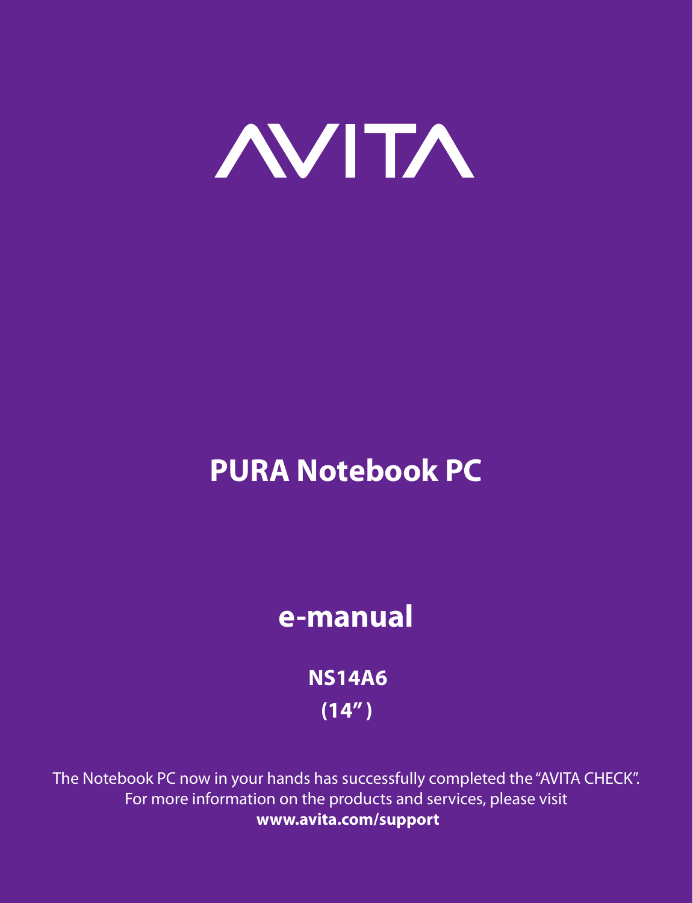# AVITA

## PURA Notebook PC

## e-manual

**NS14A6**

**(14" )**

The Notebook PC now in your hands has successfully completed the "AVITA CHECK".
For more information on the products and services, please visit
**www.avita.com/support**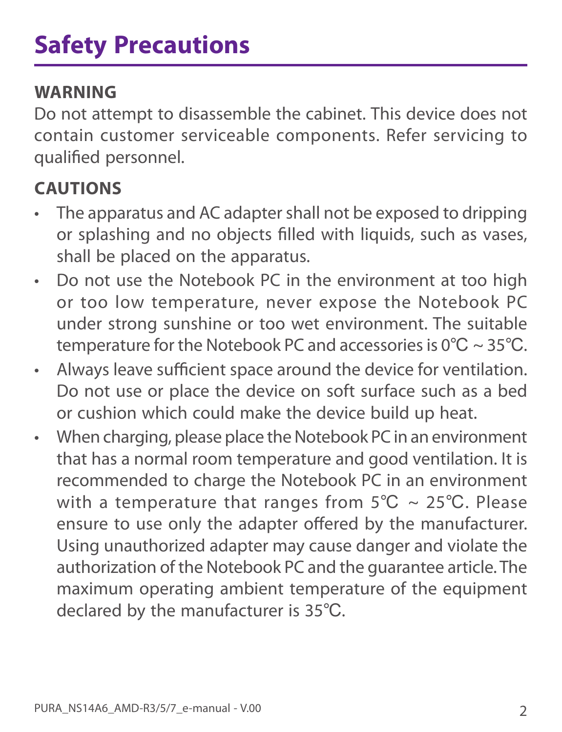# Safety Precautions

**WARNING**

Do not attempt to disassemble the cabinet. This device does not contain customer serviceable components. Refer servicing to qualified personnel.

**CAUTIONS**

- The apparatus and AC adapter shall not be exposed to dripping or splashing and no objects filled with liquids, such as vases, shall be placed on the apparatus.
- Do not use the Notebook PC in the environment at too high or too low temperature, never expose the Notebook PC under strong sunshine or too wet environment. The suitable temperature for the Notebook PC and accessories is 0℃ ~ 35℃.
- Always leave sufficient space around the device for ventilation. Do not use or place the device on soft surface such as a bed or cushion which could make the device build up heat.
- When charging, please place the Notebook PC in an environment that has a normal room temperature and good ventilation. It is recommended to charge the Notebook PC in an environment with a temperature that ranges from 5℃ ~ 25℃. Please ensure to use only the adapter offered by the manufacturer. Using unauthorized adapter may cause danger and violate the authorization of the Notebook PC and the guarantee article. The maximum operating ambient temperature of the equipment declared by the manufacturer is 35℃.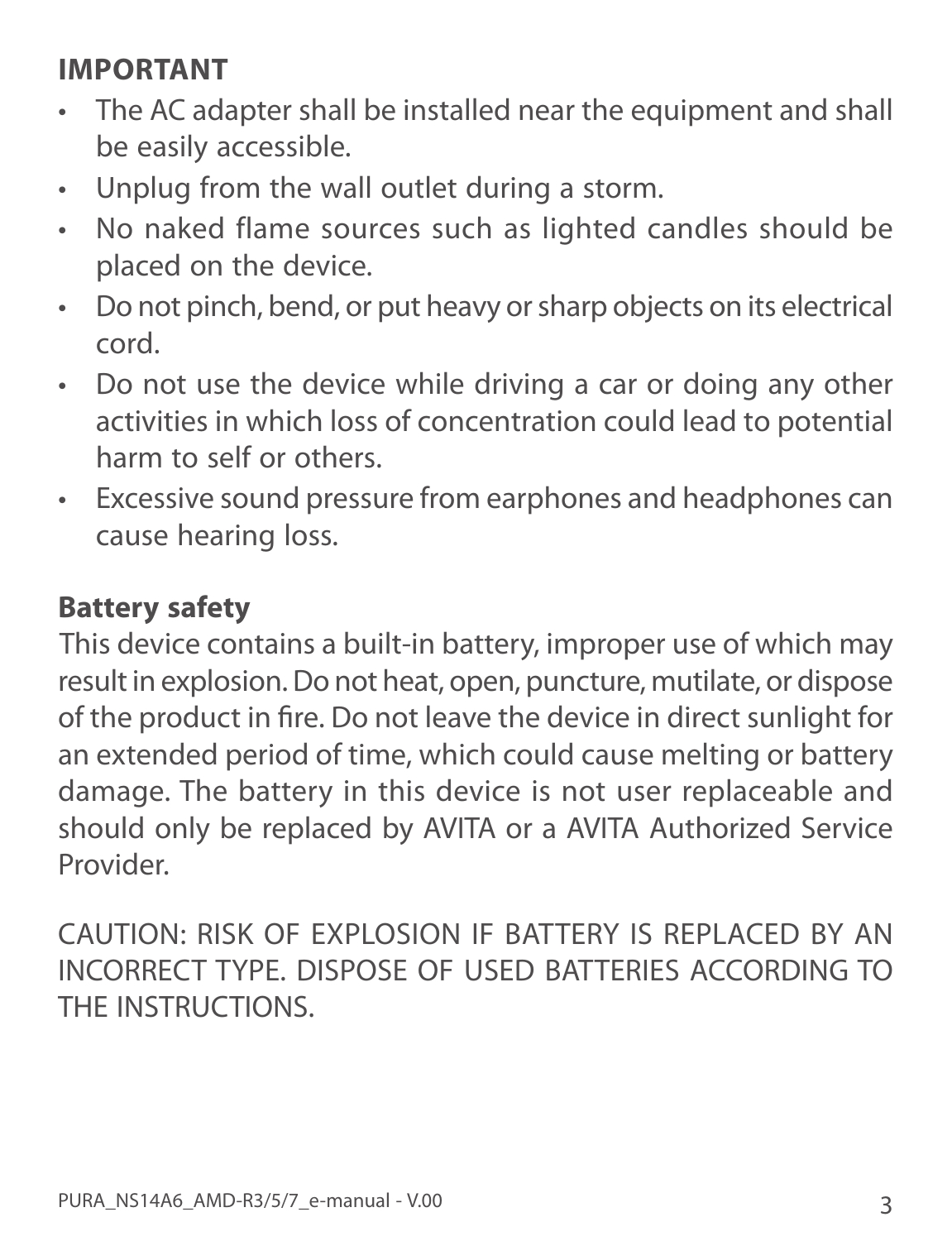## IMPORTANT

- The AC adapter shall be installed near the equipment and shall be easily accessible.
- Unplug from the wall outlet during a storm.
- No naked flame sources such as lighted candles should be placed on the device.
- Do not pinch, bend, or put heavy or sharp objects on its electrical cord.
- Do not use the device while driving a car or doing any other activities in which loss of concentration could lead to potential harm to self or others.
- Excessive sound pressure from earphones and headphones can cause hearing loss.

## Battery safety

This device contains a built-in battery, improper use of which may result in explosion. Do not heat, open, puncture, mutilate, or dispose of the product in fire. Do not leave the device in direct sunlight for an extended period of time, which could cause melting or battery damage. The battery in this device is not user replaceable and should only be replaced by AVITA or a AVITA Authorized Service Provider.

CAUTION: RISK OF EXPLOSION IF BATTERY IS REPLACED BY AN INCORRECT TYPE. DISPOSE OF USED BATTERIES ACCORDING TO THE INSTRUCTIONS.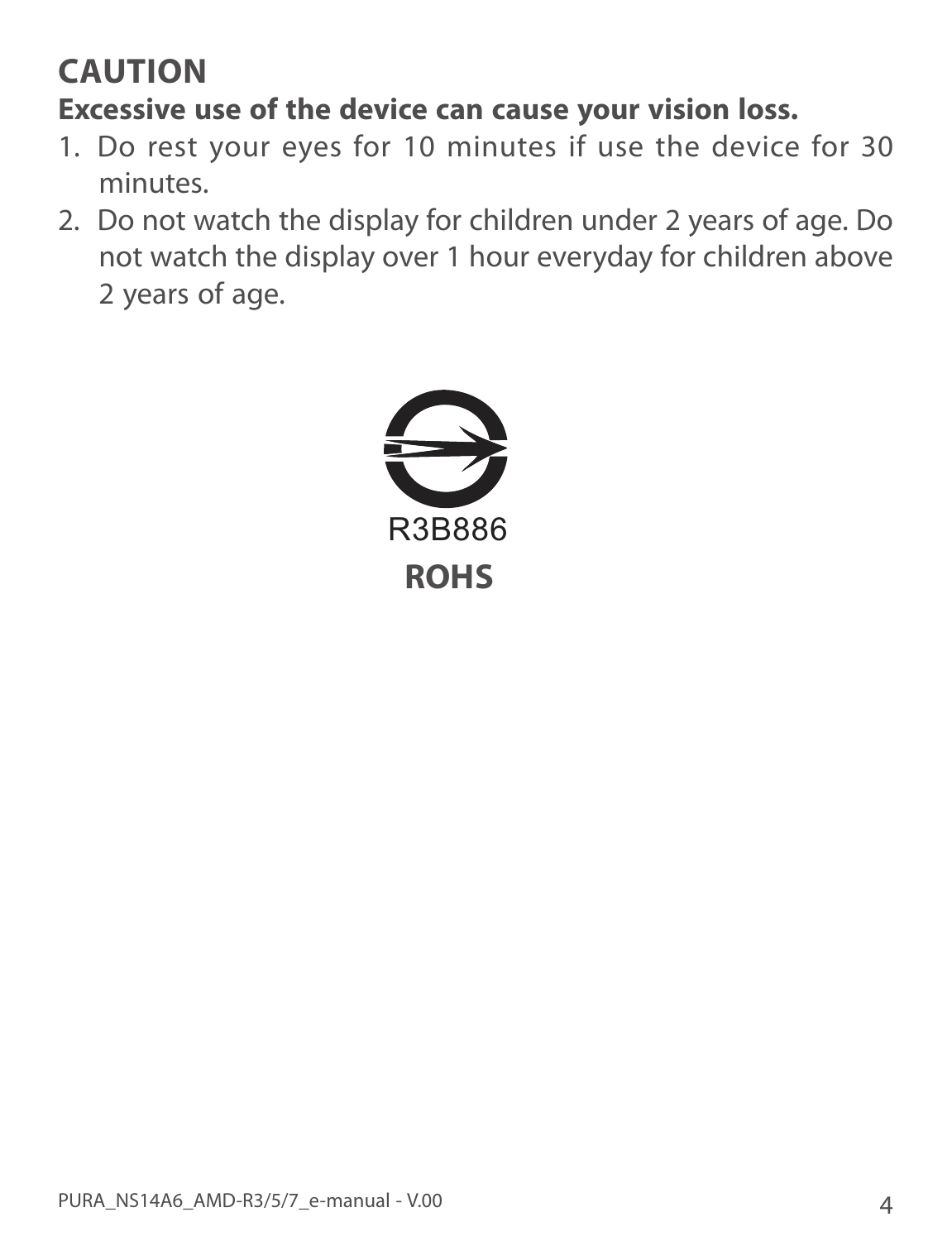# CAUTION

**Excessive use of the device can cause your vision loss.**

1. Do rest your eyes for 10 minutes if use the device for 30 minutes.
2. Do not watch the display for children under 2 years of age. Do not watch the display over 1 hour everyday for children above 2 years of age.

R3B886

**ROHS**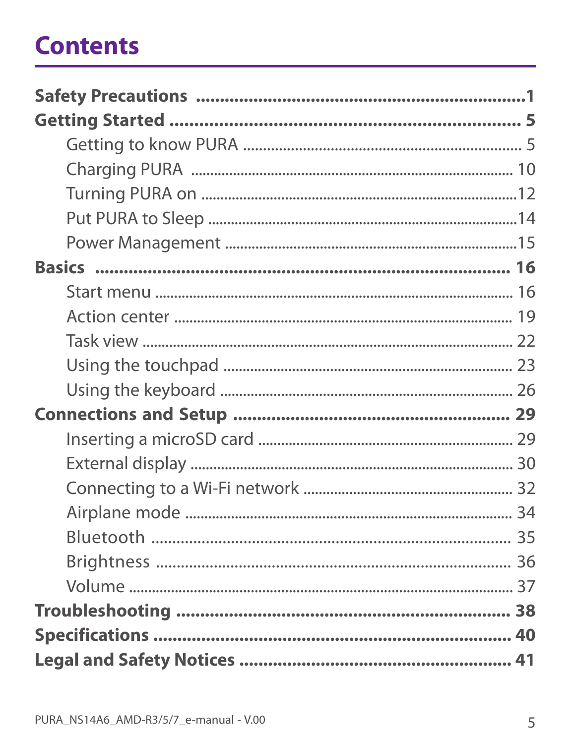# Contents

**Safety Precautions** ........................................................ 1

**Getting Started** ........................................................ 5

- Getting to know PURA ........................................................ 5
- Charging PURA ........................................................ 10
- Turning PURA on ........................................................ 12
- Put PURA to Sleep ........................................................ 14
- Power Management ........................................................ 15

**Basics** ........................................................ 16

- Start menu ........................................................ 16
- Action center ........................................................ 19
- Task view ........................................................ 22
- Using the touchpad ........................................................ 23
- Using the keyboard ........................................................ 26

**Connections and Setup** ........................................................ 29

- Inserting a microSD card ........................................................ 29
- External display ........................................................ 30
- Connecting to a Wi-Fi network ........................................................ 32
- Airplane mode ........................................................ 34
- Bluetooth ........................................................ 35
- Brightness ........................................................ 36
- Volume ........................................................ 37

**Troubleshooting** ........................................................ 38

**Specifications** ........................................................ 40

**Legal and Safety Notices** ........................................................ 41

PURA_NS14A6_AMD-R3/5/7_e-manual - V.00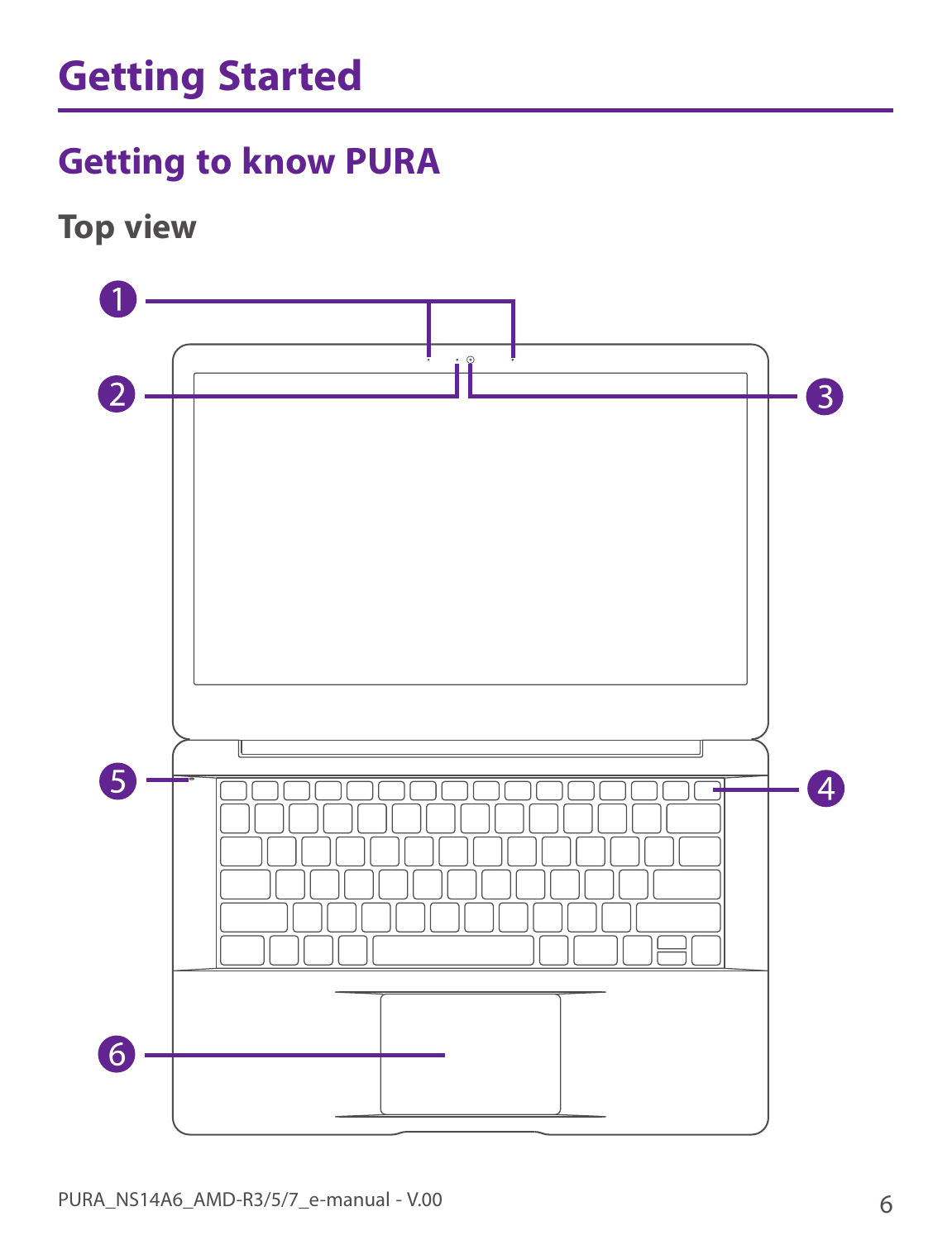# Getting Started

## Getting to know PURA

### Top view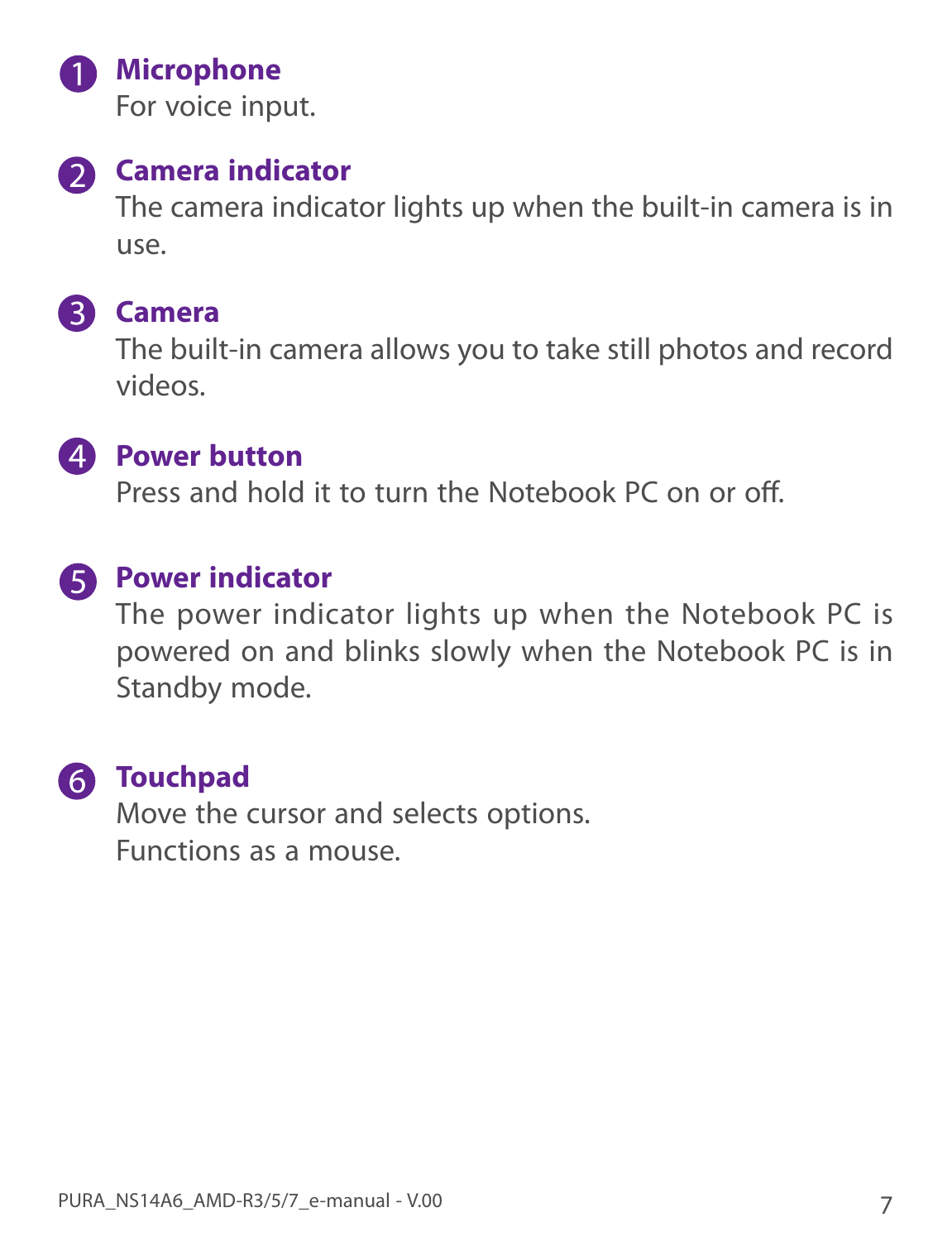1. **Microphone**
   For voice input.

2. **Camera indicator**
   The camera indicator lights up when the built-in camera is in use.

3. **Camera**
   The built-in camera allows you to take still photos and record videos.

4. **Power button**
   Press and hold it to turn the Notebook PC on or off.

5. **Power indicator**
   The power indicator lights up when the Notebook PC is powered on and blinks slowly when the Notebook PC is in Standby mode.

6. **Touchpad**
   Move the cursor and selects options.
   Functions as a mouse.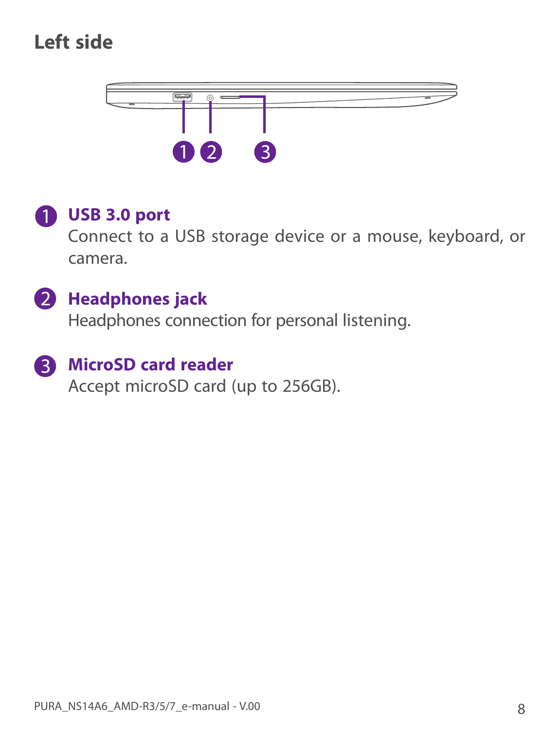## Left side

1. **USB 3.0 port**
   Connect to a USB storage device or a mouse, keyboard, or camera.

2. **Headphones jack**
   Headphones connection for personal listening.

3. **MicroSD card reader**
   Accept microSD card (up to 256GB).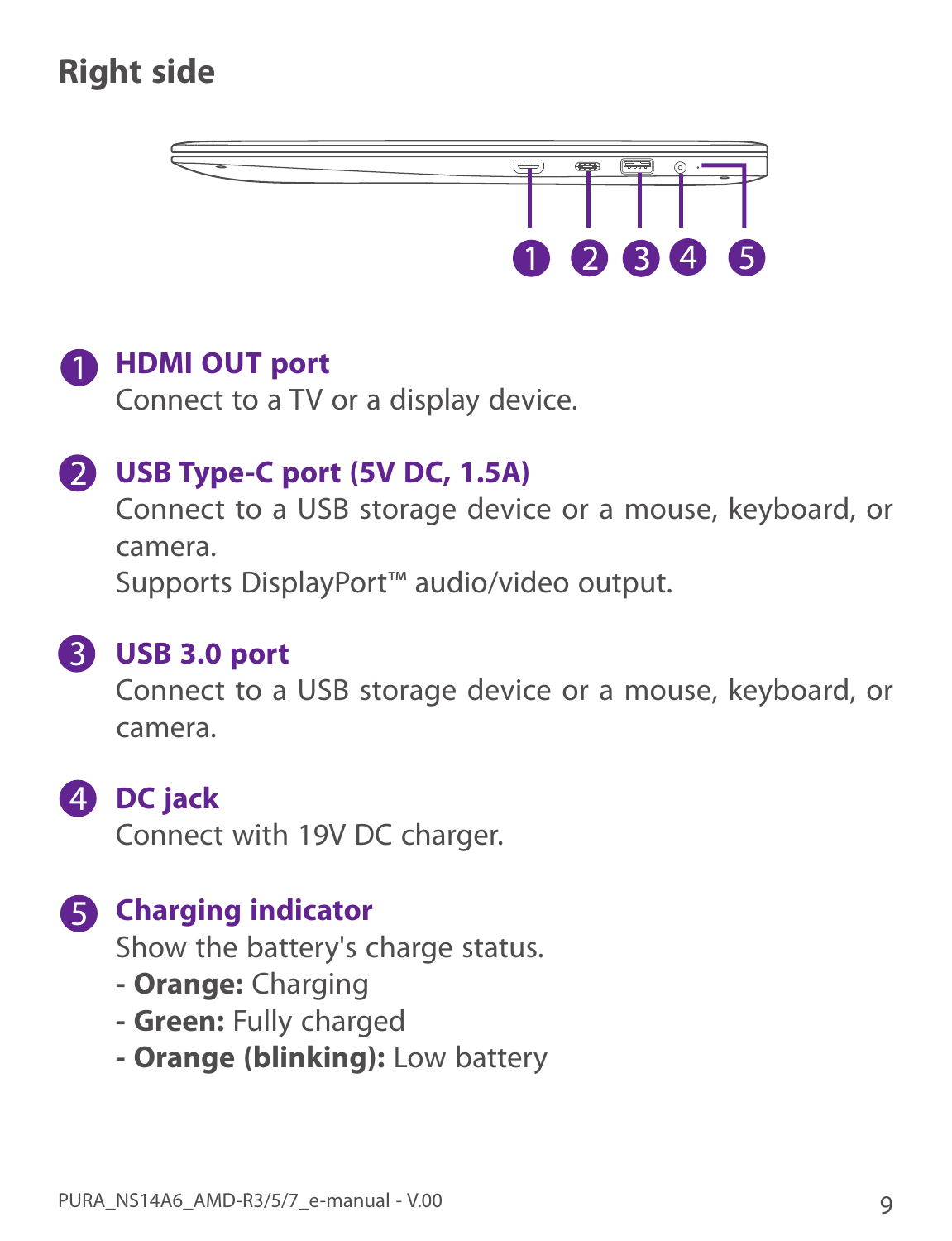## Right side

**1 HDMI OUT port**
Connect to a TV or a display device.

**2 USB Type-C port (5V DC, 1.5A)**
Connect to a USB storage device or a mouse, keyboard, or camera.
Supports DisplayPort™ audio/video output.

**3 USB 3.0 port**
Connect to a USB storage device or a mouse, keyboard, or camera.

**4 DC jack**
Connect with 19V DC charger.

**5 Charging indicator**
Show the battery's charge status.
- **Orange:** Charging
- **Green:** Fully charged
- **Orange (blinking):** Low battery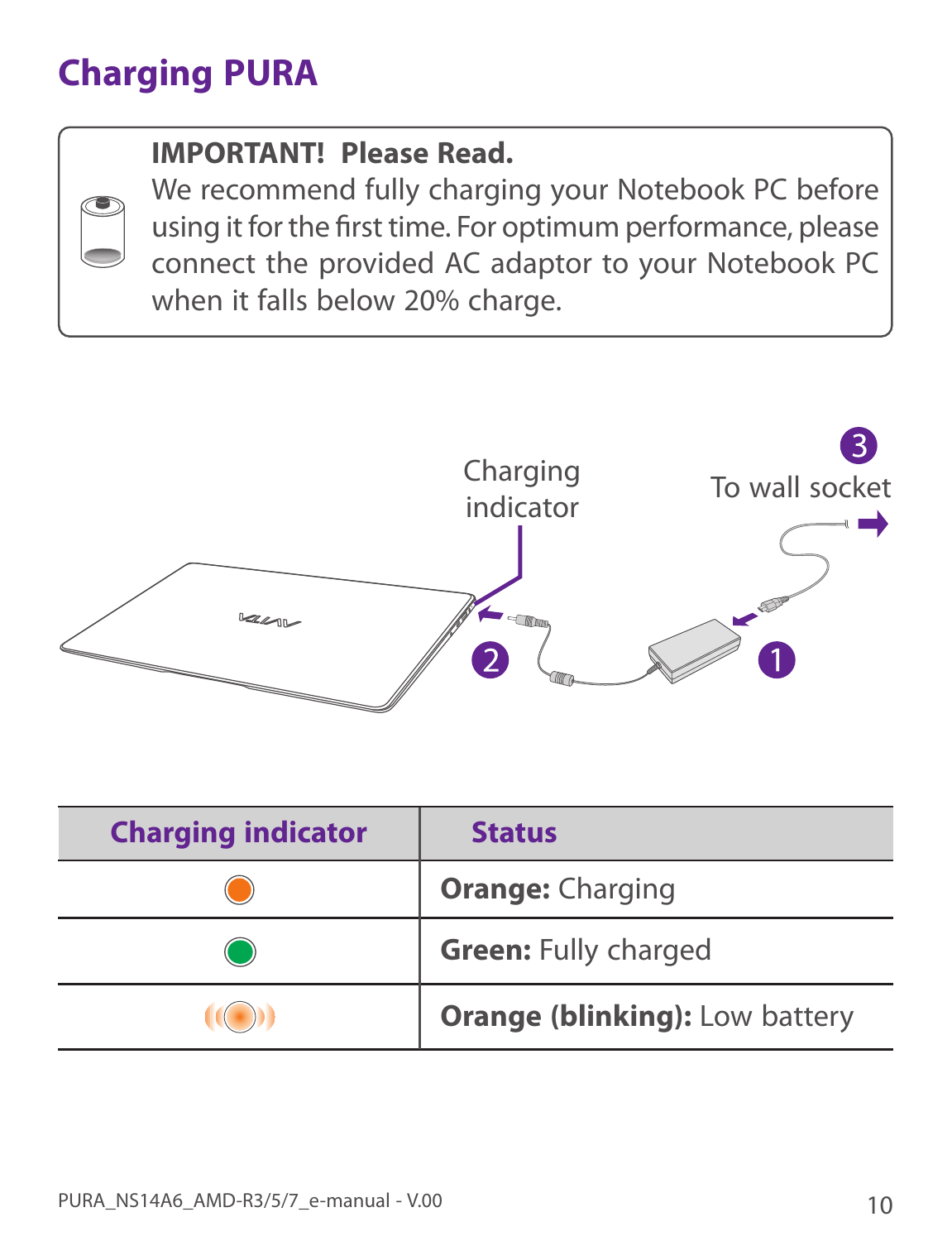# Charging PURA

**IMPORTANT! Please Read.**
We recommend fully charging your Notebook PC before using it for the first time. For optimum performance, please connect the provided AC adaptor to your Notebook PC when it falls below 20% charge.

Charging indicator

3 To wall socket

2

1

| Charging indicator | Status |
| --- | --- |
| (orange) | **Orange:** Charging |
| (green) | **Green:** Fully charged |
| (orange, blinking) | **Orange (blinking):** Low battery |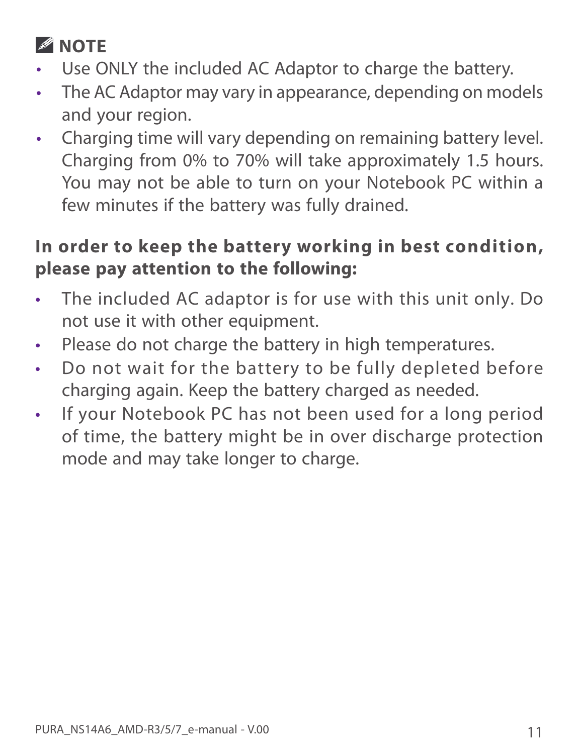**NOTE**

- Use ONLY the included AC Adaptor to charge the battery.
- The AC Adaptor may vary in appearance, depending on models and your region.
- Charging time will vary depending on remaining battery level. Charging from 0% to 70% will take approximately 1.5 hours. You may not be able to turn on your Notebook PC within a few minutes if the battery was fully drained.

**In order to keep the battery working in best condition, please pay attention to the following:**

- The included AC adaptor is for use with this unit only. Do not use it with other equipment.
- Please do not charge the battery in high temperatures.
- Do not wait for the battery to be fully depleted before charging again. Keep the battery charged as needed.
- If your Notebook PC has not been used for a long period of time, the battery might be in over discharge protection mode and may take longer to charge.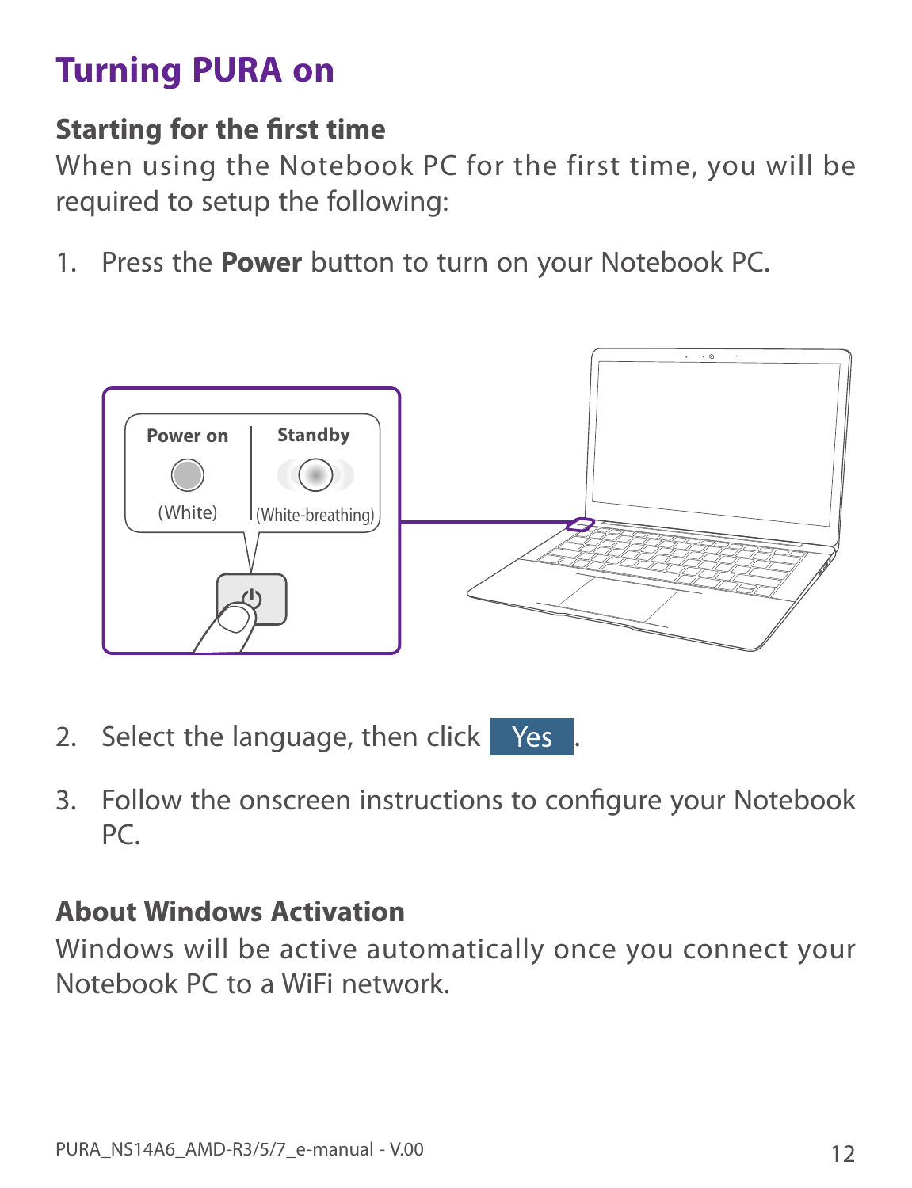# Turning PURA on

## Starting for the first time

When using the Notebook PC for the first time, you will be required to setup the following:

1. Press the **Power** button to turn on your Notebook PC.

Power on (White) | Standby (White-breathing)

2. Select the language, then click **Yes**.

3. Follow the onscreen instructions to configure your Notebook PC.

## About Windows Activation

Windows will be active automatically once you connect your Notebook PC to a WiFi network.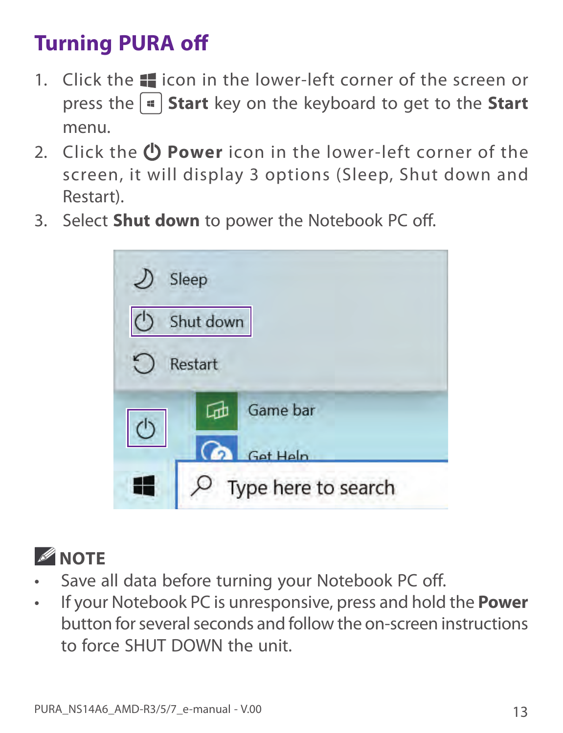## Turning PURA off

1. Click the ⊞ icon in the lower-left corner of the screen or press the ⊞ **Start** key on the keyboard to get to the **Start** menu.
2. Click the ⏻ **Power** icon in the lower-left corner of the screen, it will display 3 options (Sleep, Shut down and Restart).
3. Select **Shut down** to power the Notebook PC off.

**NOTE**

- Save all data before turning your Notebook PC off.
- If your Notebook PC is unresponsive, press and hold the **Power** button for several seconds and follow the on-screen instructions to force SHUT DOWN the unit.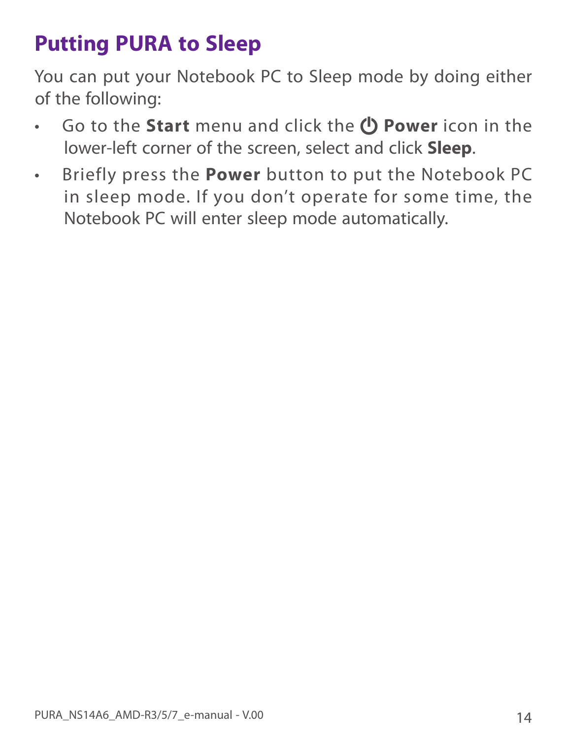# Putting PURA to Sleep

You can put your Notebook PC to Sleep mode by doing either of the following:

- Go to the **Start** menu and click the ⏻ **Power** icon in the lower-left corner of the screen, select and click **Sleep**.
- Briefly press the **Power** button to put the Notebook PC in sleep mode. If you don't operate for some time, the Notebook PC will enter sleep mode automatically.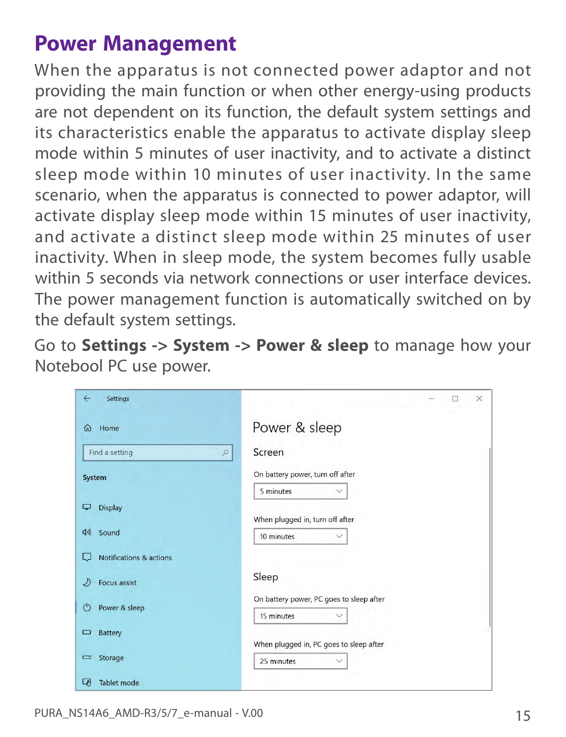# Power Management

When the apparatus is not connected power adaptor and not providing the main function or when other energy-using products are not dependent on its function, the default system settings and its characteristics enable the apparatus to activate display sleep mode within 5 minutes of user inactivity, and to activate a distinct sleep mode within 10 minutes of user inactivity. In the same scenario, when the apparatus is connected to power adaptor, will activate display sleep mode within 15 minutes of user inactivity, and activate a distinct sleep mode within 25 minutes of user inactivity. When in sleep mode, the system becomes fully usable within 5 seconds via network connections or user interface devices. The power management function is automatically switched on by the default system settings.

Go to **Settings -> System -> Power & sleep** to manage how your Notebool PC use power.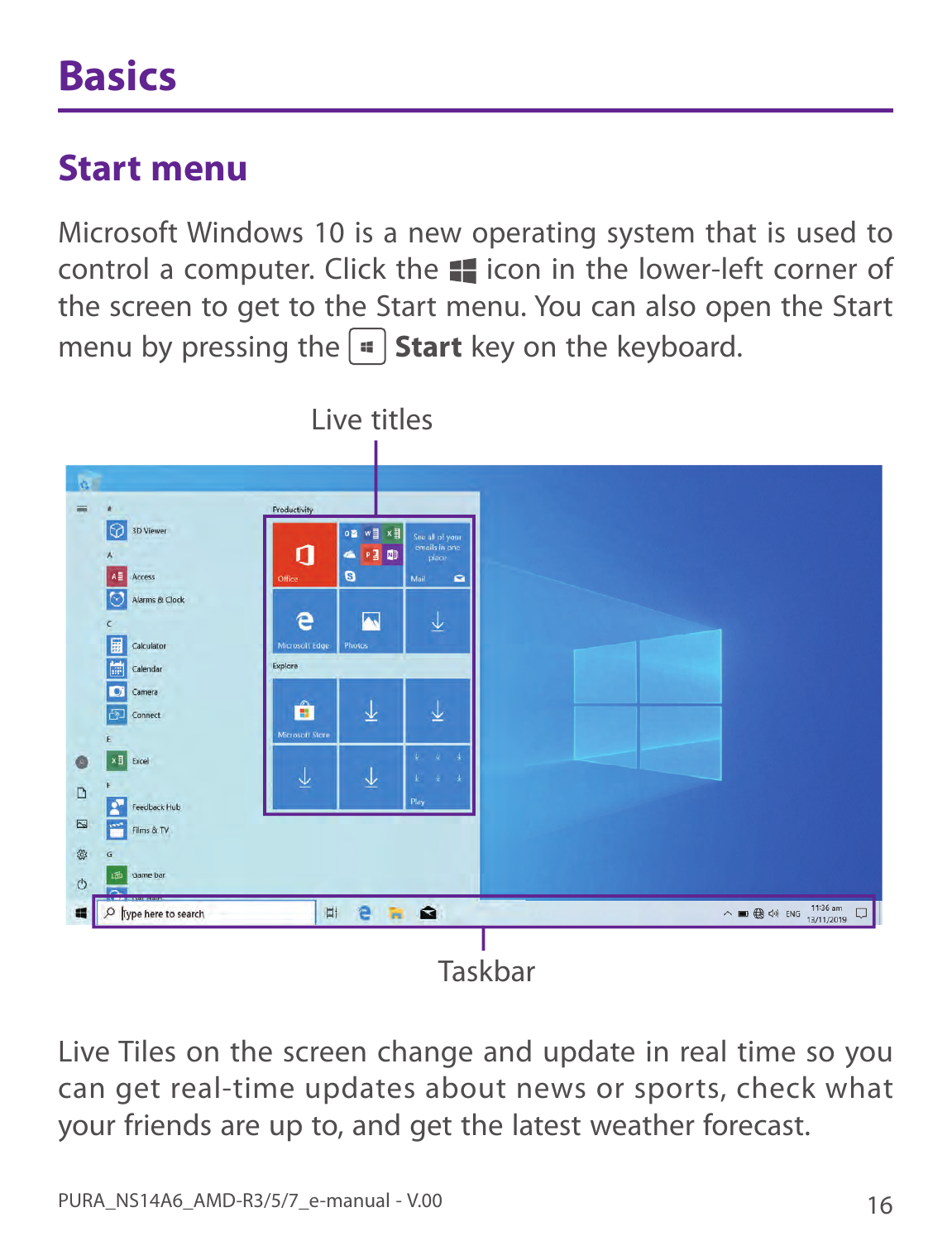# Basics

## Start menu

Microsoft Windows 10 is a new operating system that is used to control a computer. Click the ⊞ icon in the lower-left corner of the screen to get to the Start menu. You can also open the Start menu by pressing the ⊞ **Start** key on the keyboard.

Live titles

Taskbar

Live Tiles on the screen change and update in real time so you can get real-time updates about news or sports, check what your friends are up to, and get the latest weather forecast.

PURA_NS14A6_AMD-R3/5/7_e-manual - V.00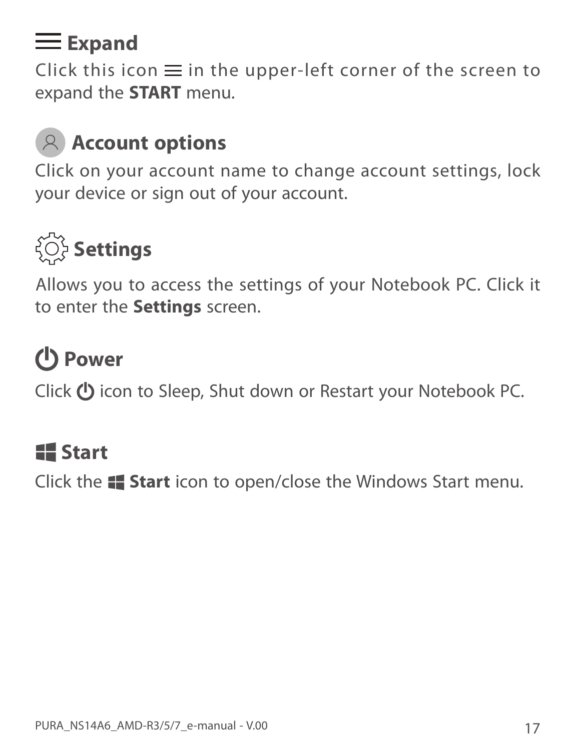## Expand

Click this icon ≡ in the upper-left corner of the screen to expand the **START** menu.

## Account options

Click on your account name to change account settings, lock your device or sign out of your account.

## Settings

Allows you to access the settings of your Notebook PC. Click it to enter the **Settings** screen.

## Power

Click icon to Sleep, Shut down or Restart your Notebook PC.

## Start

Click the **Start** icon to open/close the Windows Start menu.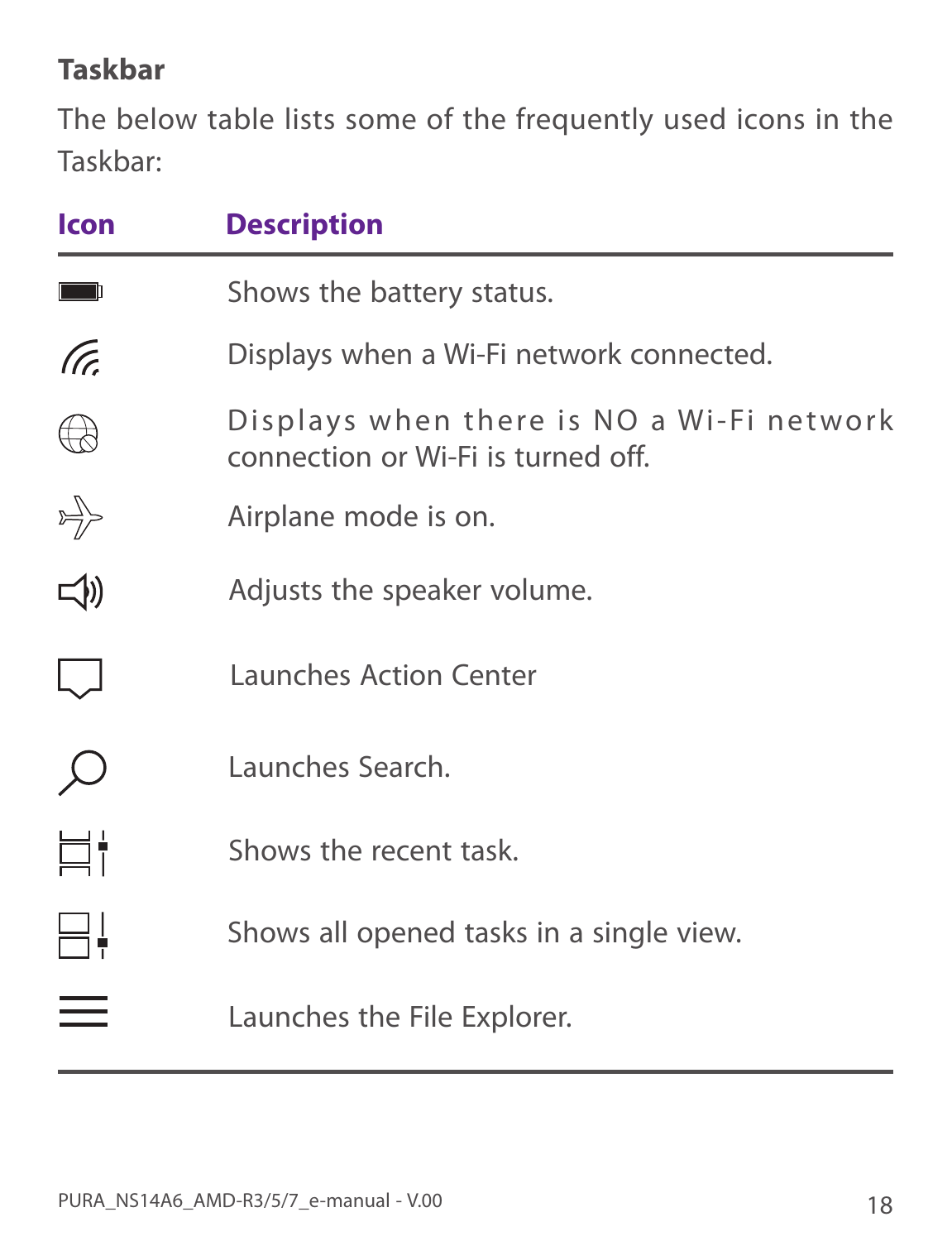## Taskbar

The below table lists some of the frequently used icons in the Taskbar:

| Icon | Description |
| --- | --- |
| | Shows the battery status. |
| | Displays when a Wi-Fi network connected. |
| | Displays when there is NO a Wi-Fi network connection or Wi-Fi is turned off. |
| | Airplane mode is on. |
| | Adjusts the speaker volume. |
| | Launches Action Center |
| | Launches Search. |
| | Shows the recent task. |
| | Shows all opened tasks in a single view. |
| | Launches the File Explorer. |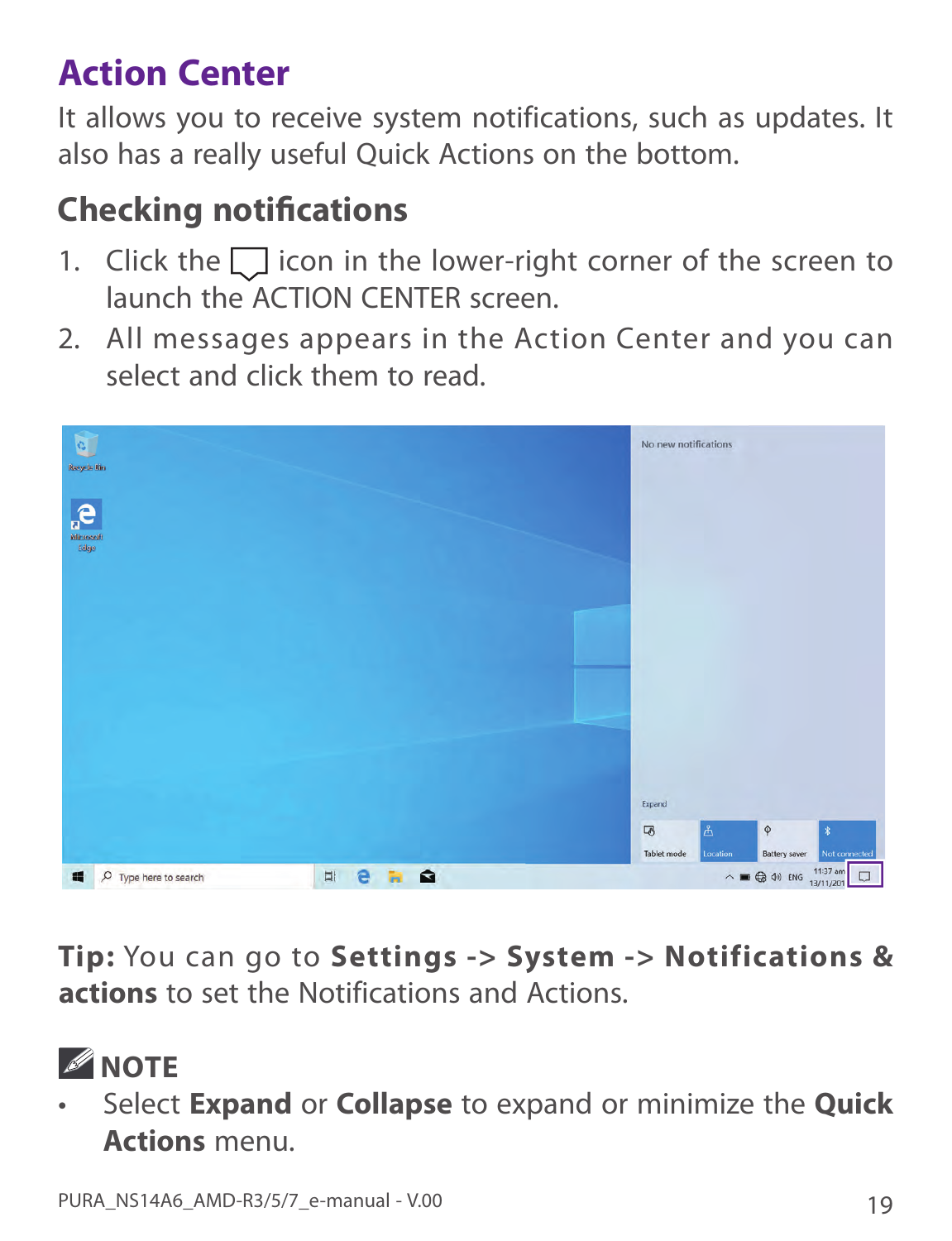# Action Center

It allows you to receive system notifications, such as updates. It also has a really useful Quick Actions on the bottom.

## Checking notifications

1. Click the ☐ icon in the lower-right corner of the screen to launch the ACTION CENTER screen.
2. All messages appears in the Action Center and you can select and click them to read.

**Tip:** You can go to **Settings -> System -> Notifications & actions** to set the Notifications and Actions.

### NOTE

- Select **Expand** or **Collapse** to expand or minimize the **Quick Actions** menu.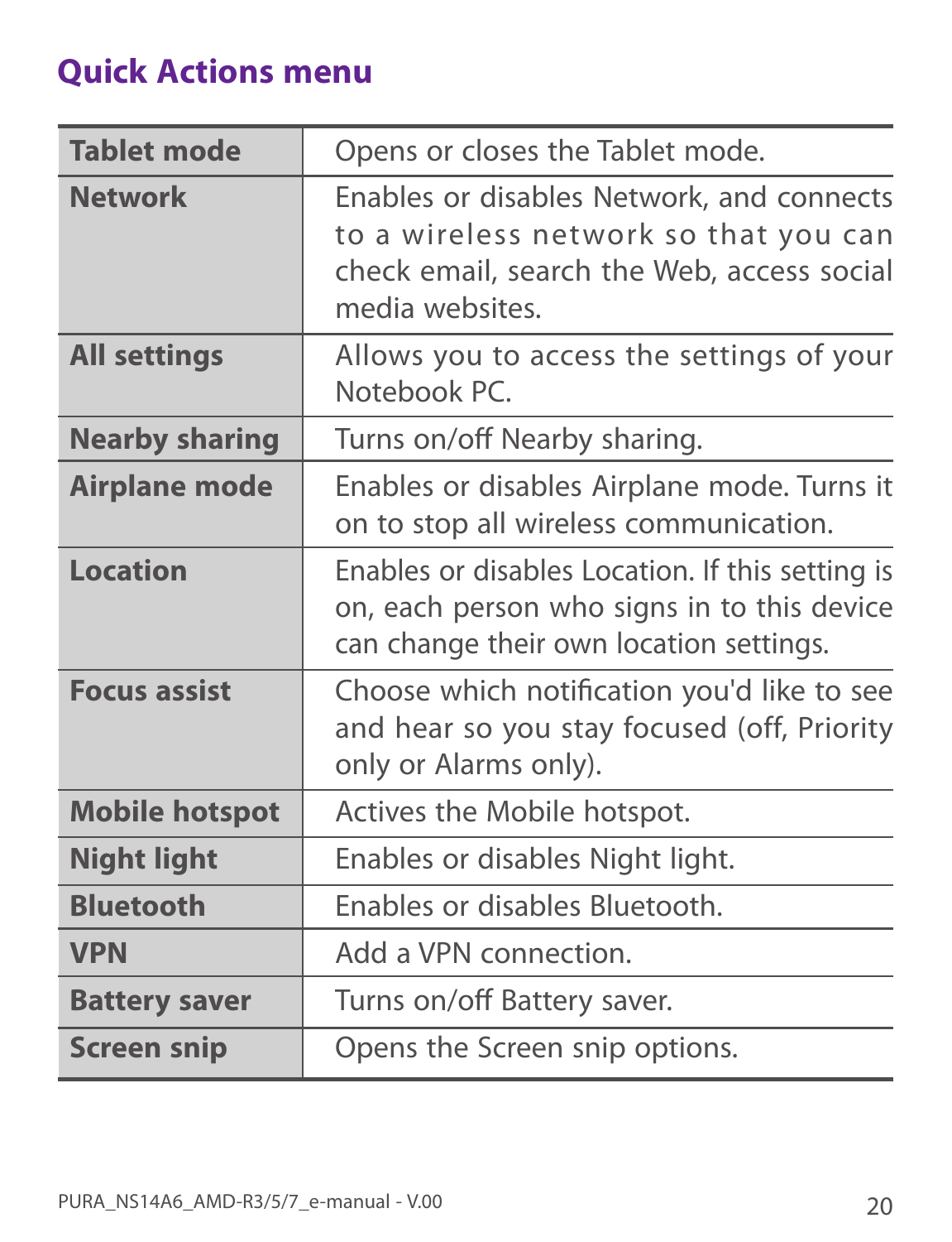## Quick Actions menu

| | |
|---|---|
| **Tablet mode** | Opens or closes the Tablet mode. |
| **Network** | Enables or disables Network, and connects to a wireless network so that you can check email, search the Web, access social media websites. |
| **All settings** | Allows you to access the settings of your Notebook PC. |
| **Nearby sharing** | Turns on/off Nearby sharing. |
| **Airplane mode** | Enables or disables Airplane mode. Turns it on to stop all wireless communication. |
| **Location** | Enables or disables Location. If this setting is on, each person who signs in to this device can change their own location settings. |
| **Focus assist** | Choose which notification you'd like to see and hear so you stay focused (off, Priority only or Alarms only). |
| **Mobile hotspot** | Actives the Mobile hotspot. |
| **Night light** | Enables or disables Night light. |
| **Bluetooth** | Enables or disables Bluetooth. |
| **VPN** | Add a VPN connection. |
| **Battery saver** | Turns on/off Battery saver. |
| **Screen snip** | Opens the Screen snip options. |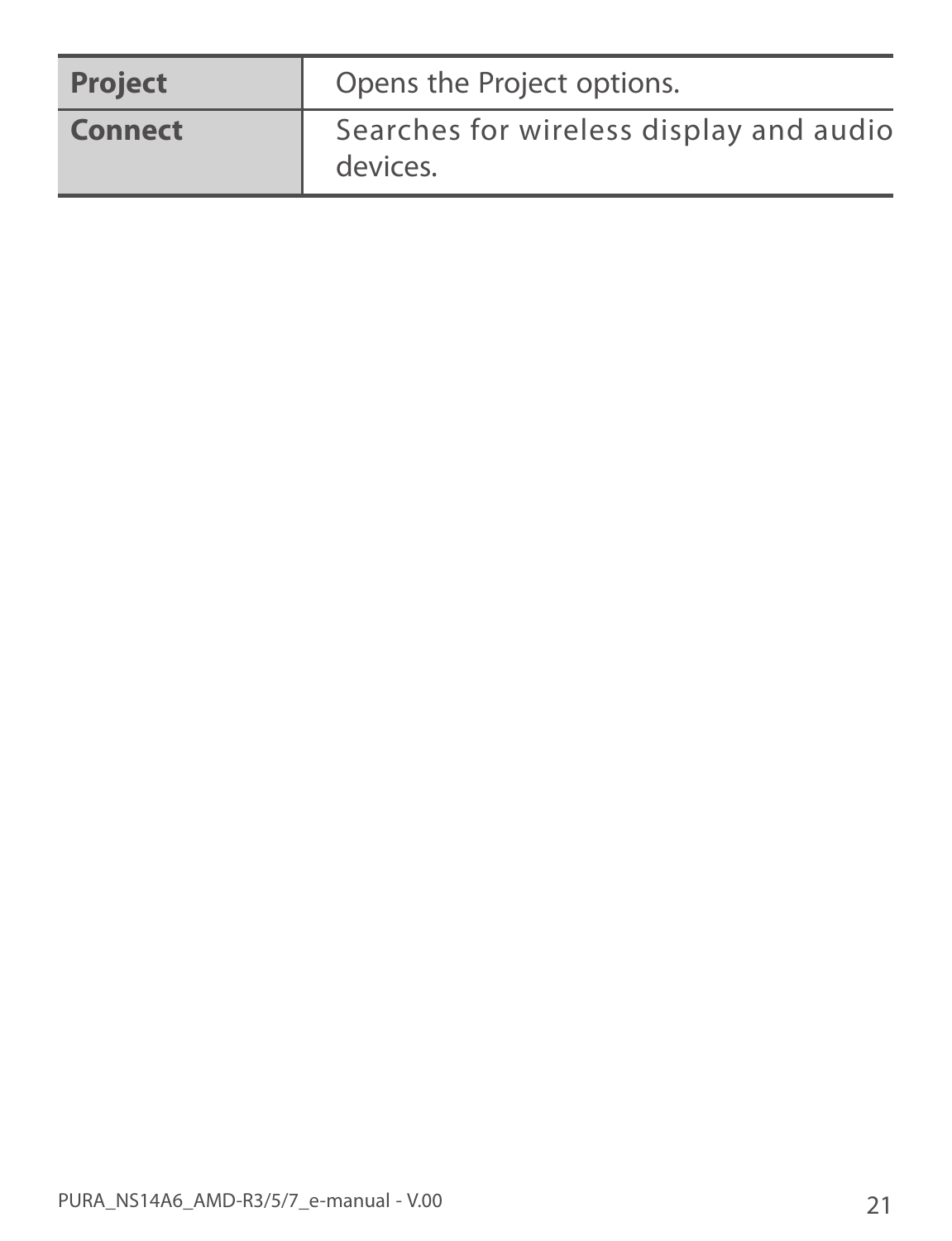| | |
|---|---|
| **Project** | Opens the Project options. |
| **Connect** | Searches for wireless display and audio devices. |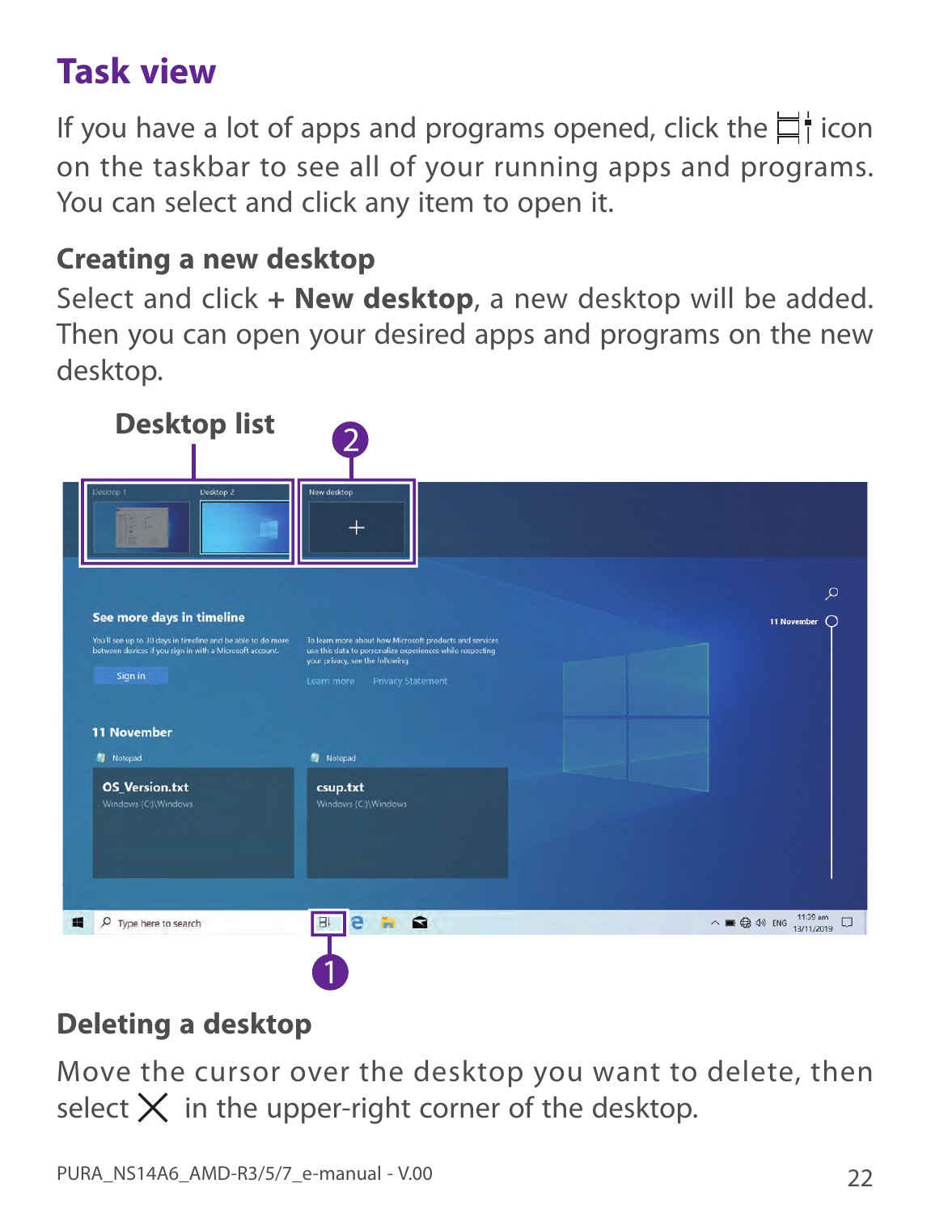# Task view

If you have a lot of apps and programs opened, click the icon on the taskbar to see all of your running apps and programs. You can select and click any item to open it.

## Creating a new desktop

Select and click **+ New desktop**, a new desktop will be added. Then you can open your desired apps and programs on the new desktop.

## Deleting a desktop

Move the cursor over the desktop you want to delete, then select ✕ in the upper-right corner of the desktop.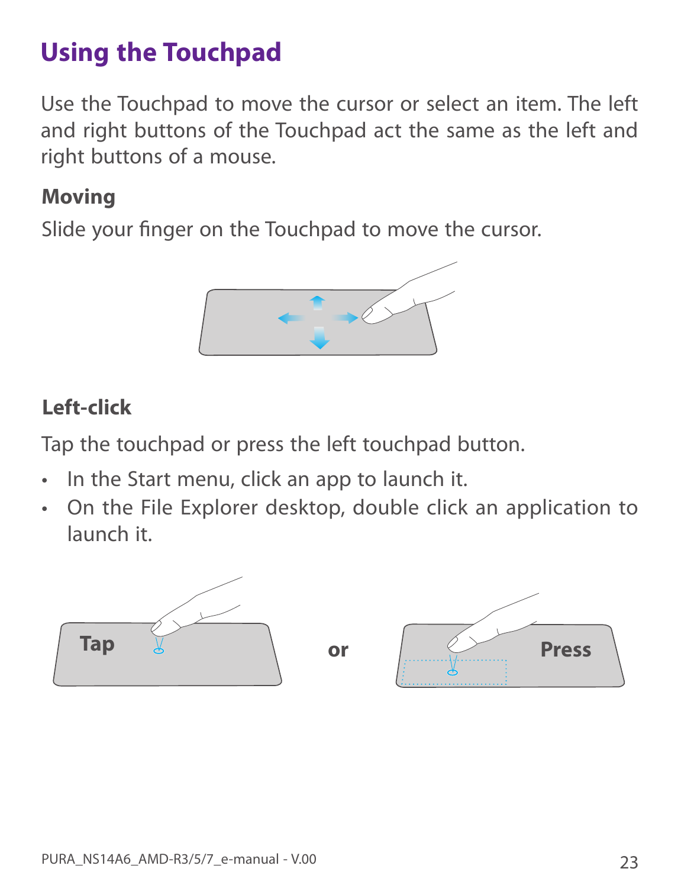# Using the Touchpad

Use the Touchpad to move the cursor or select an item. The left and right buttons of the Touchpad act the same as the left and right buttons of a mouse.

### Moving

Slide your finger on the Touchpad to move the cursor.

### Left-click

Tap the touchpad or press the left touchpad button.

- In the Start menu, click an app to launch it.
- On the File Explorer desktop, double click an application to launch it.

Tap or Press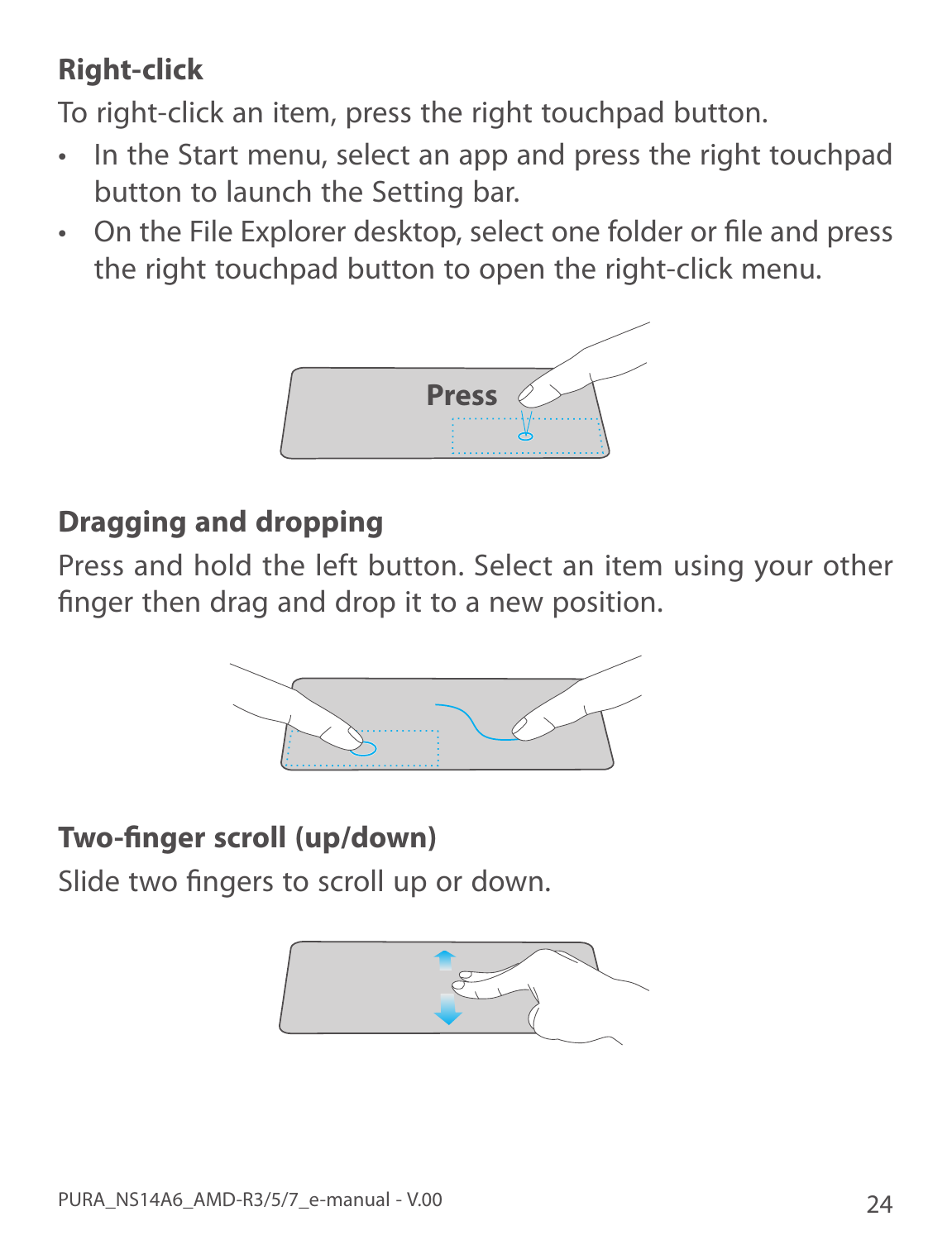### Right-click

To right-click an item, press the right touchpad button.

- In the Start menu, select an app and press the right touchpad button to launch the Setting bar.
- On the File Explorer desktop, select one folder or file and press the right touchpad button to open the right-click menu.

### Dragging and dropping

Press and hold the left button. Select an item using your other finger then drag and drop it to a new position.

### Two-finger scroll (up/down)

Slide two fingers to scroll up or down.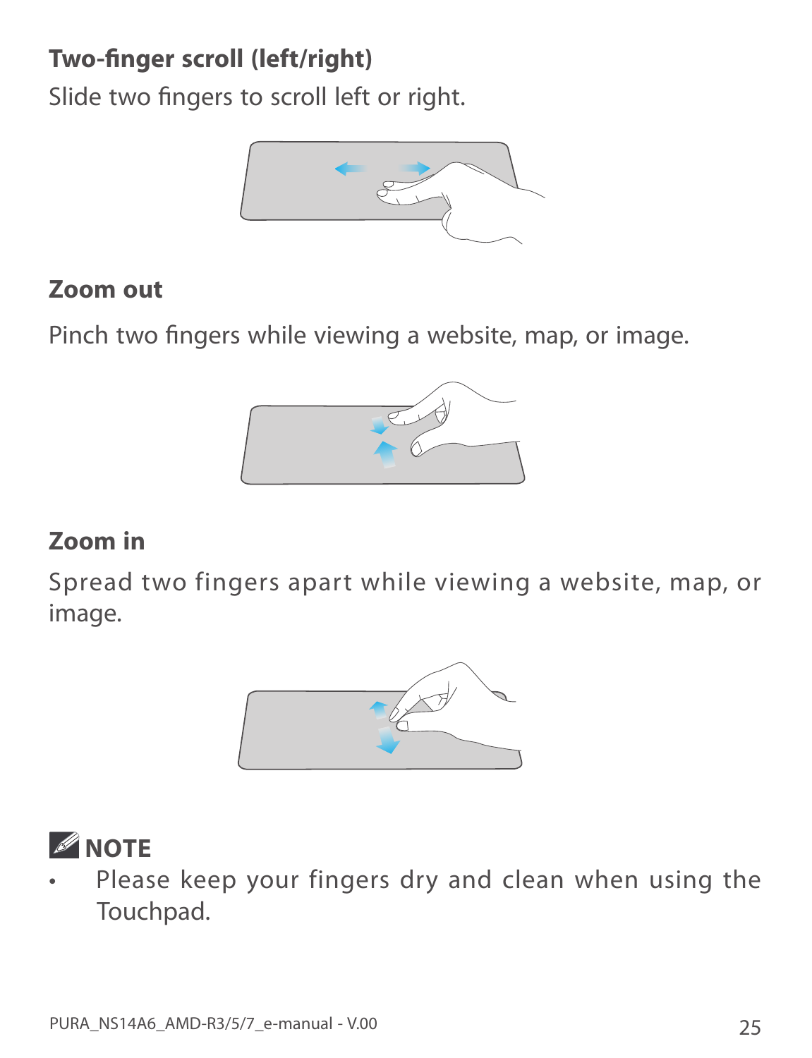### Two-finger scroll (left/right)

Slide two fingers to scroll left or right.

### Zoom out

Pinch two fingers while viewing a website, map, or image.

### Zoom in

Spread two fingers apart while viewing a website, map, or image.

**NOTE**

- Please keep your fingers dry and clean when using the Touchpad.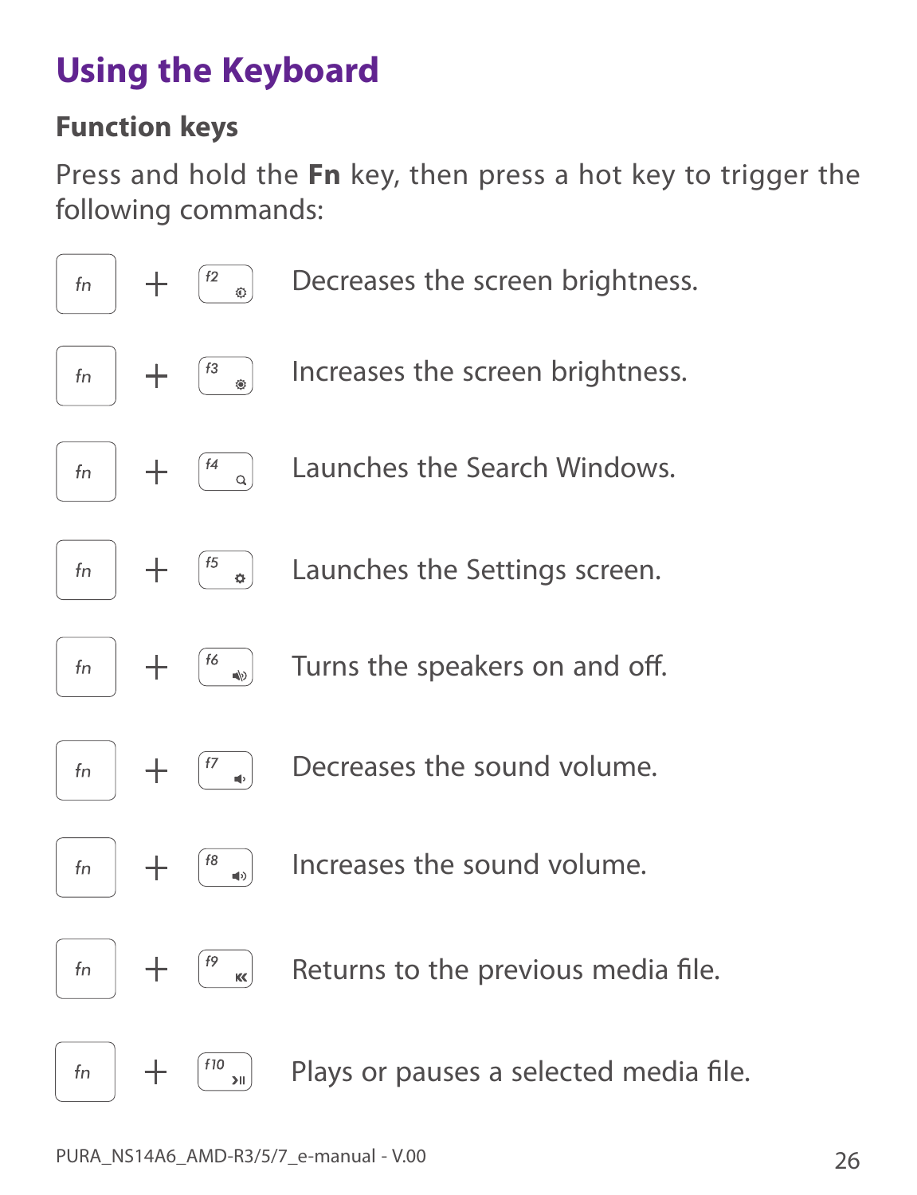# Using the Keyboard

## Function keys

Press and hold the **Fn** key, then press a hot key to trigger the following commands:

| Keys | Function |
| --- | --- |
| fn + f2 | Decreases the screen brightness. |
| fn + f3 | Increases the screen brightness. |
| fn + f4 | Launches the Search Windows. |
| fn + f5 | Launches the Settings screen. |
| fn + f6 | Turns the speakers on and off. |
| fn + f7 | Decreases the sound volume. |
| fn + f8 | Increases the sound volume. |
| fn + f9 | Returns to the previous media file. |
| fn + f10 | Plays or pauses a selected media file. |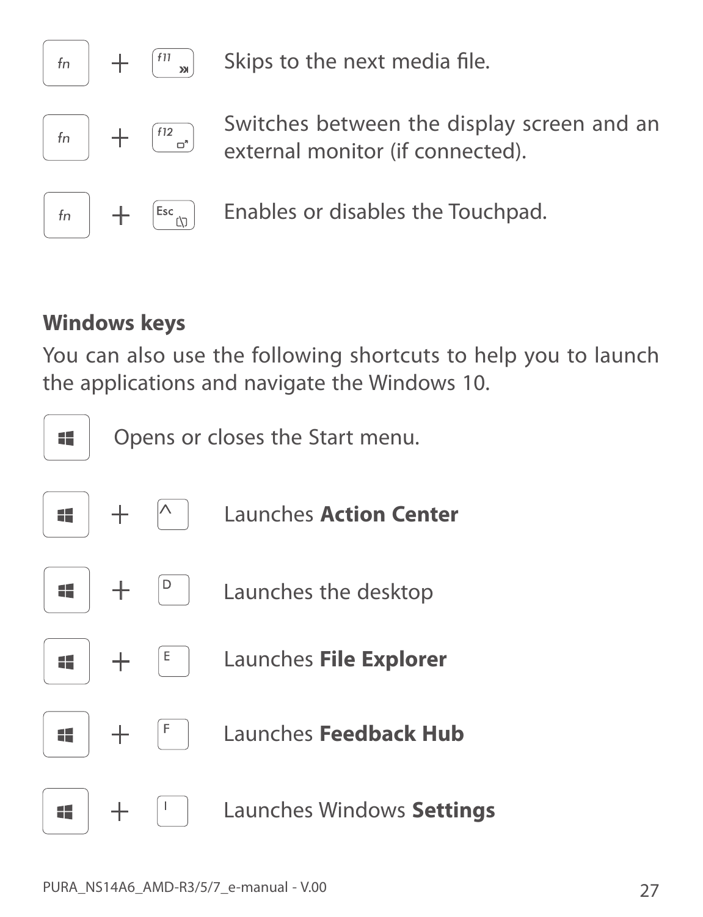fn + f11 Skips to the next media file.

fn + f12 Switches between the display screen and an external monitor (if connected).

fn + Esc Enables or disables the Touchpad.

**Windows keys**

You can also use the following shortcuts to help you to launch the applications and navigate the Windows 10.

Windows key: Opens or closes the Start menu.

Windows key + ^ Launches **Action Center**

Windows key + D Launches the desktop

Windows key + E Launches **File Explorer**

Windows key + F Launches **Feedback Hub**

Windows key + I Launches Windows **Settings**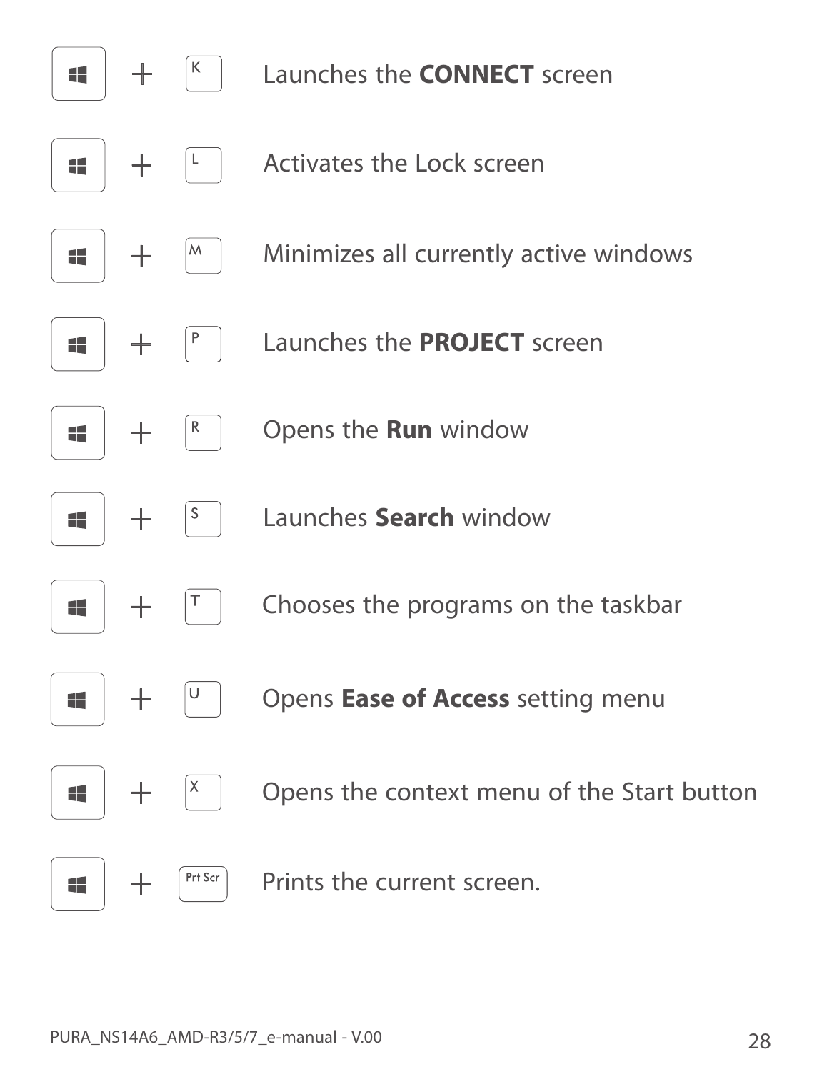| Shortcut | Function |
| --- | --- |
| Windows + K | Launches the **CONNECT** screen |
| Windows + L | Activates the Lock screen |
| Windows + M | Minimizes all currently active windows |
| Windows + P | Launches the **PROJECT** screen |
| Windows + R | Opens the **Run** window |
| Windows + S | Launches **Search** window |
| Windows + T | Chooses the programs on the taskbar |
| Windows + U | Opens **Ease of Access** setting menu |
| Windows + X | Opens the context menu of the Start button |
| Windows + Prt Scr | Prints the current screen. |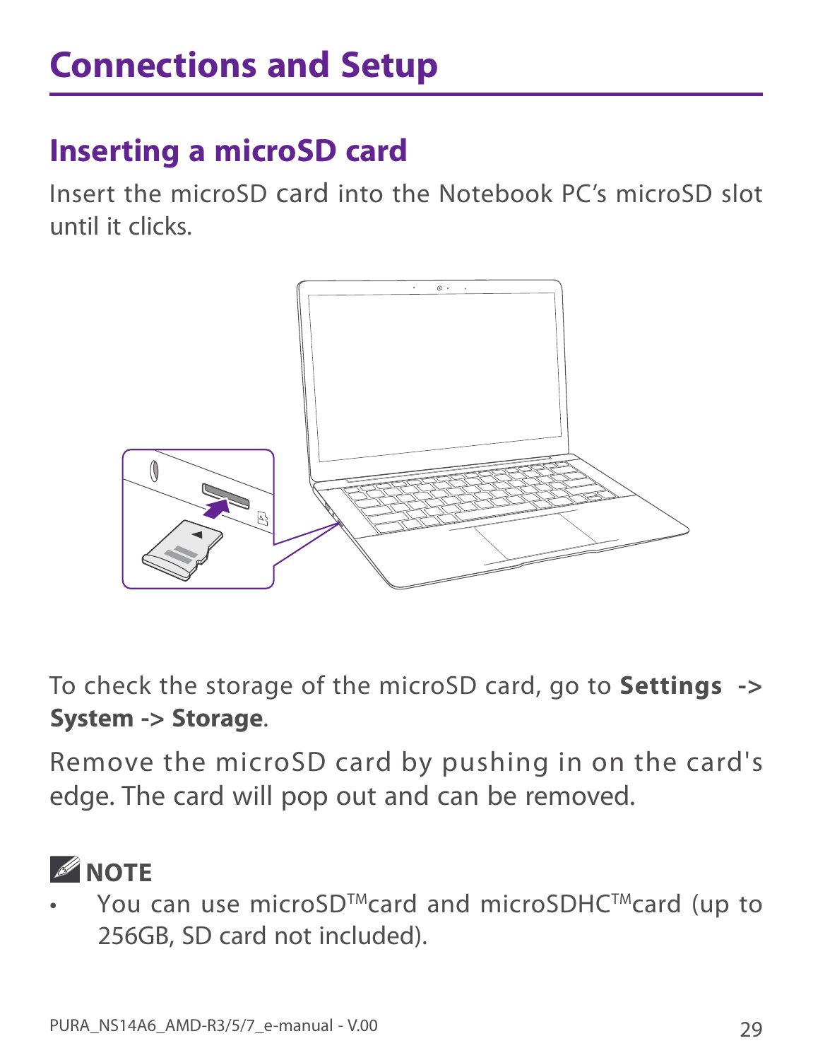# Connections and Setup

## Inserting a microSD card

Insert the microSD card into the Notebook PC's microSD slot until it clicks.

To check the storage of the microSD card, go to **Settings -> System -> Storage**.

Remove the microSD card by pushing in on the card's edge. The card will pop out and can be removed.

**NOTE**

- You can use microSD™card and microSDHC™card (up to 256GB, SD card not included).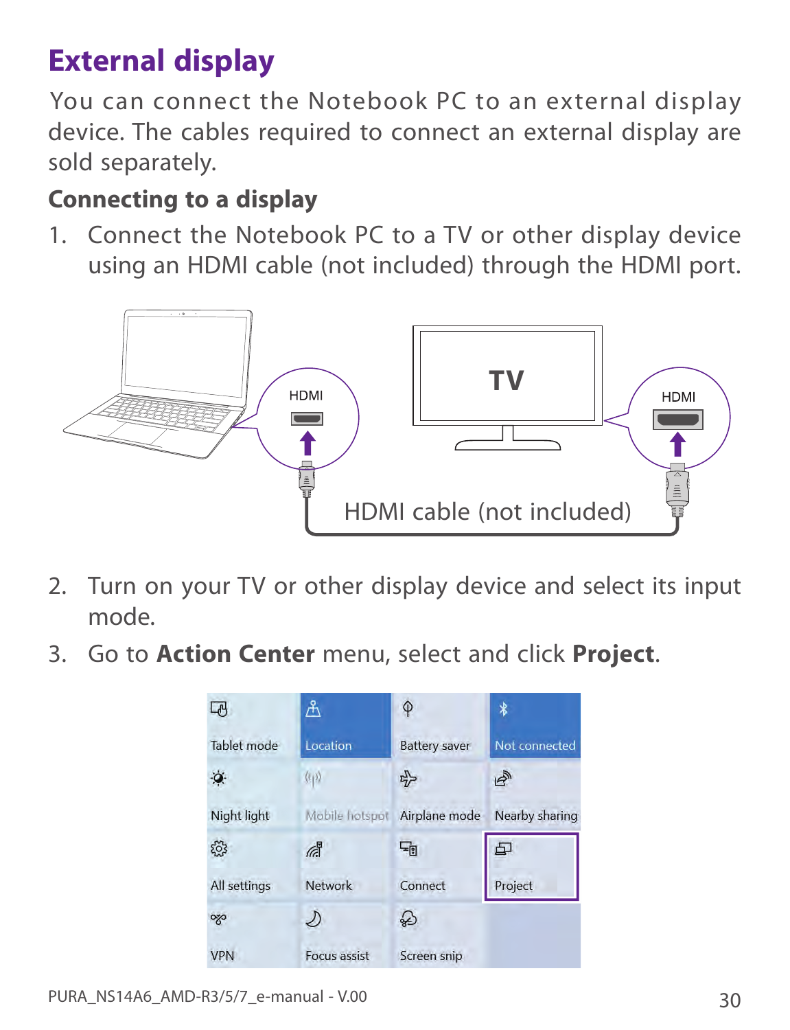# External display

You can connect the Notebook PC to an external display device. The cables required to connect an external display are sold separately.

## Connecting to a display

1. Connect the Notebook PC to a TV or other display device using an HDMI cable (not included) through the HDMI port.

2. Turn on your TV or other display device and select its input mode.

3. Go to **Action Center** menu, select and click **Project**.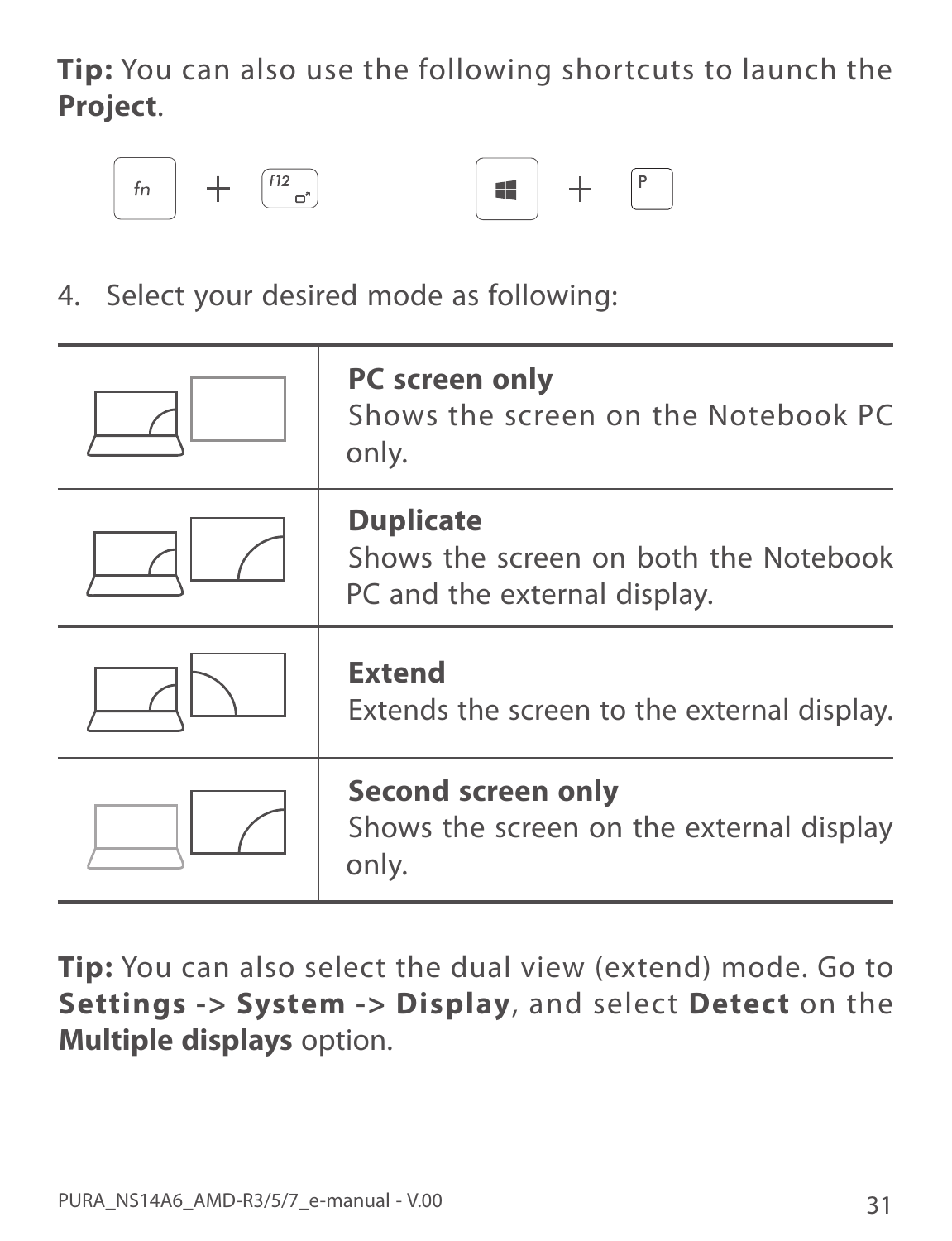**Tip:** You can also use the following shortcuts to launch the **Project**.

fn + f12 &nbsp;&nbsp;&nbsp;&nbsp;&nbsp; ⊞ + P

4. Select your desired mode as following:

| | |
|---|---|
| | **PC screen only**<br>Shows the screen on the Notebook PC only. |
| | **Duplicate**<br>Shows the screen on both the Notebook PC and the external display. |
| | **Extend**<br>Extends the screen to the external display. |
| | **Second screen only**<br>Shows the screen on the external display only. |

**Tip:** You can also select the dual view (extend) mode. Go to **Settings -> System -> Display**, and select **Detect** on the **Multiple displays** option.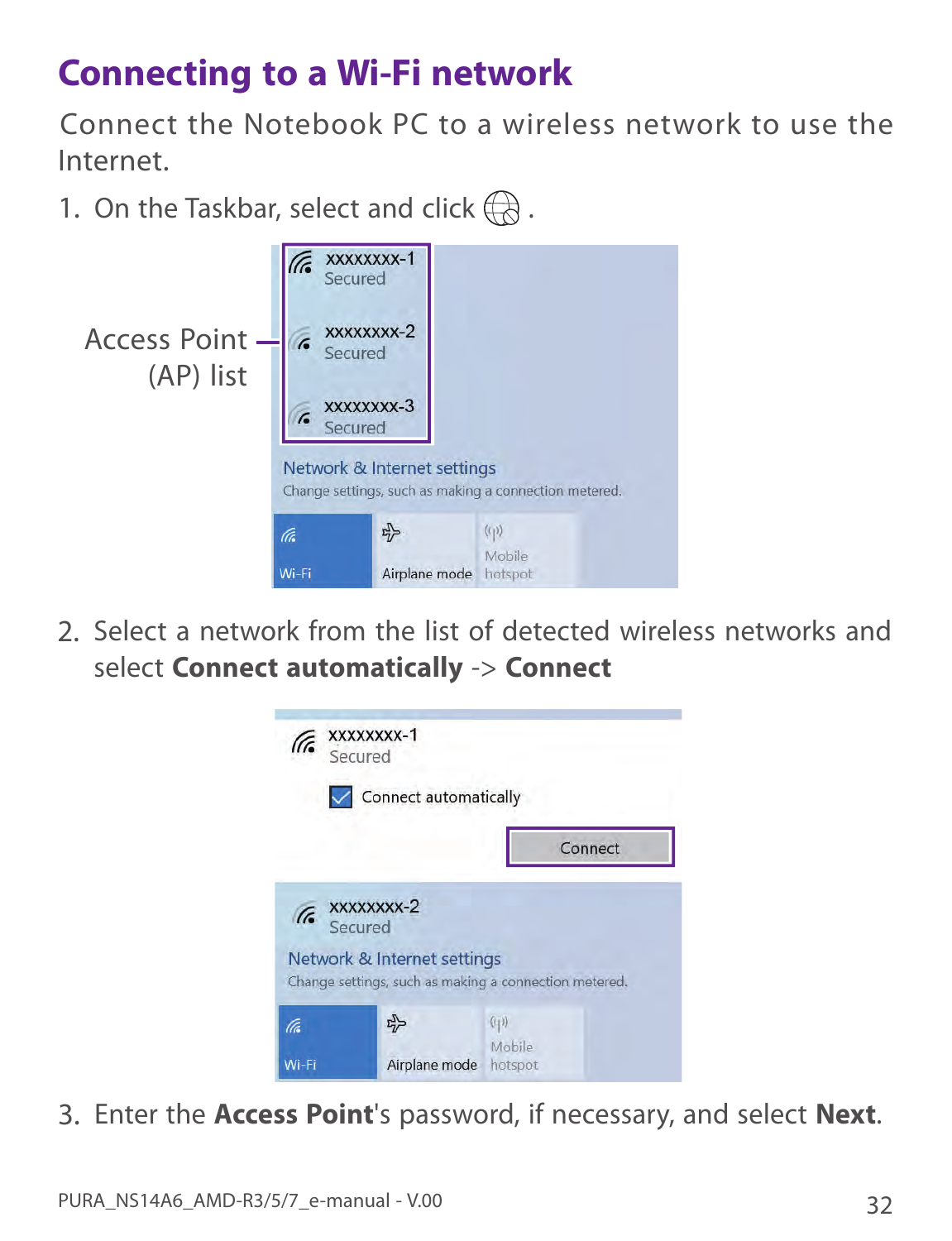# Connecting to a Wi-Fi network

Connect the Notebook PC to a wireless network to use the Internet.

1. On the Taskbar, select and click 🌐 .

2. Select a network from the list of detected wireless networks and select **Connect automatically** -> **Connect**

3. Enter the **Access Point**'s password, if necessary, and select **Next**.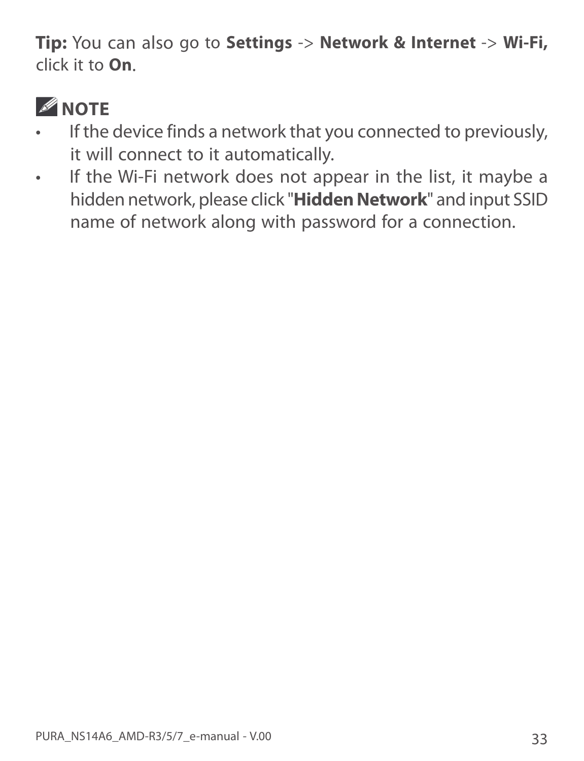**Tip:** You can also go to **Settings** -> **Network & Internet** -> **Wi-Fi,** click it to **On**.

**NOTE**

- If the device finds a network that you connected to previously, it will connect to it automatically.
- If the Wi-Fi network does not appear in the list, it maybe a hidden network, please click "**Hidden Network**" and input SSID name of network along with password for a connection.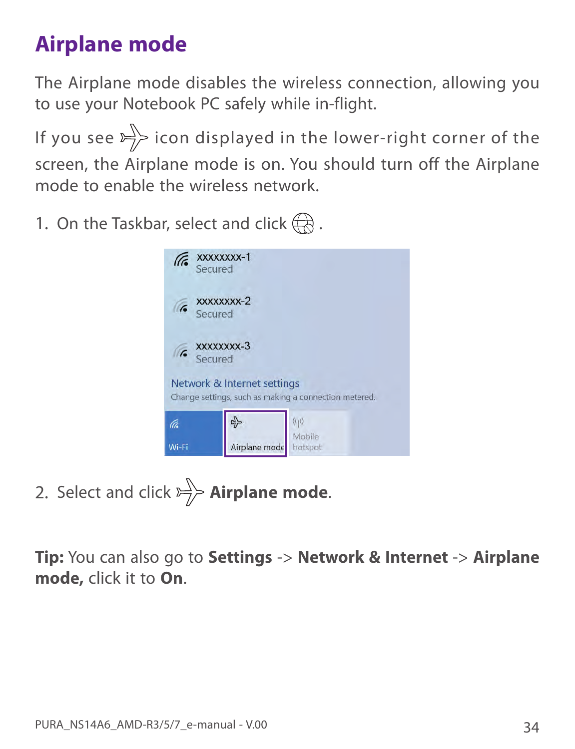# Airplane mode

The Airplane mode disables the wireless connection, allowing you to use your Notebook PC safely while in-flight.

If you see icon displayed in the lower-right corner of the screen, the Airplane mode is on. You should turn off the Airplane mode to enable the wireless network.

1. On the Taskbar, select and click .

2. Select and click **Airplane mode**.

**Tip:** You can also go to **Settings** -> **Network & Internet** -> **Airplane mode,** click it to **On**.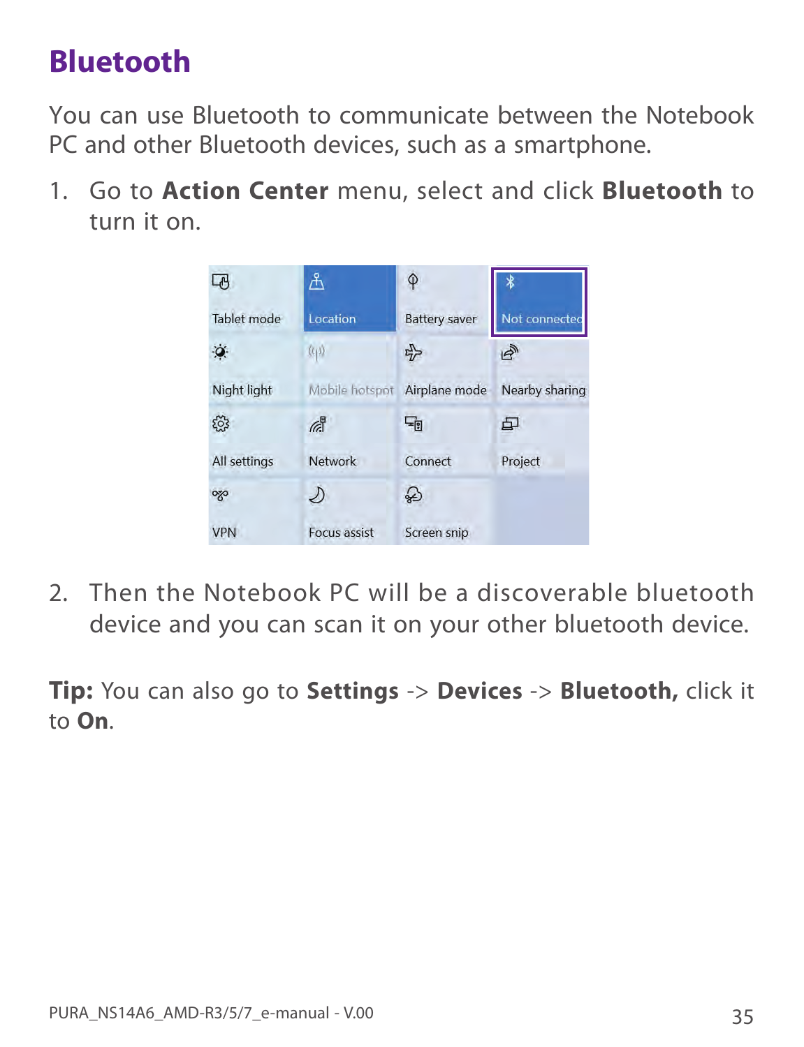# Bluetooth

You can use Bluetooth to communicate between the Notebook PC and other Bluetooth devices, such as a smartphone.

1. Go to **Action Center** menu, select and click **Bluetooth** to turn it on.

2. Then the Notebook PC will be a discoverable bluetooth device and you can scan it on your other bluetooth device.

**Tip:** You can also go to **Settings** -> **Devices** -> **Bluetooth,** click it to **On**.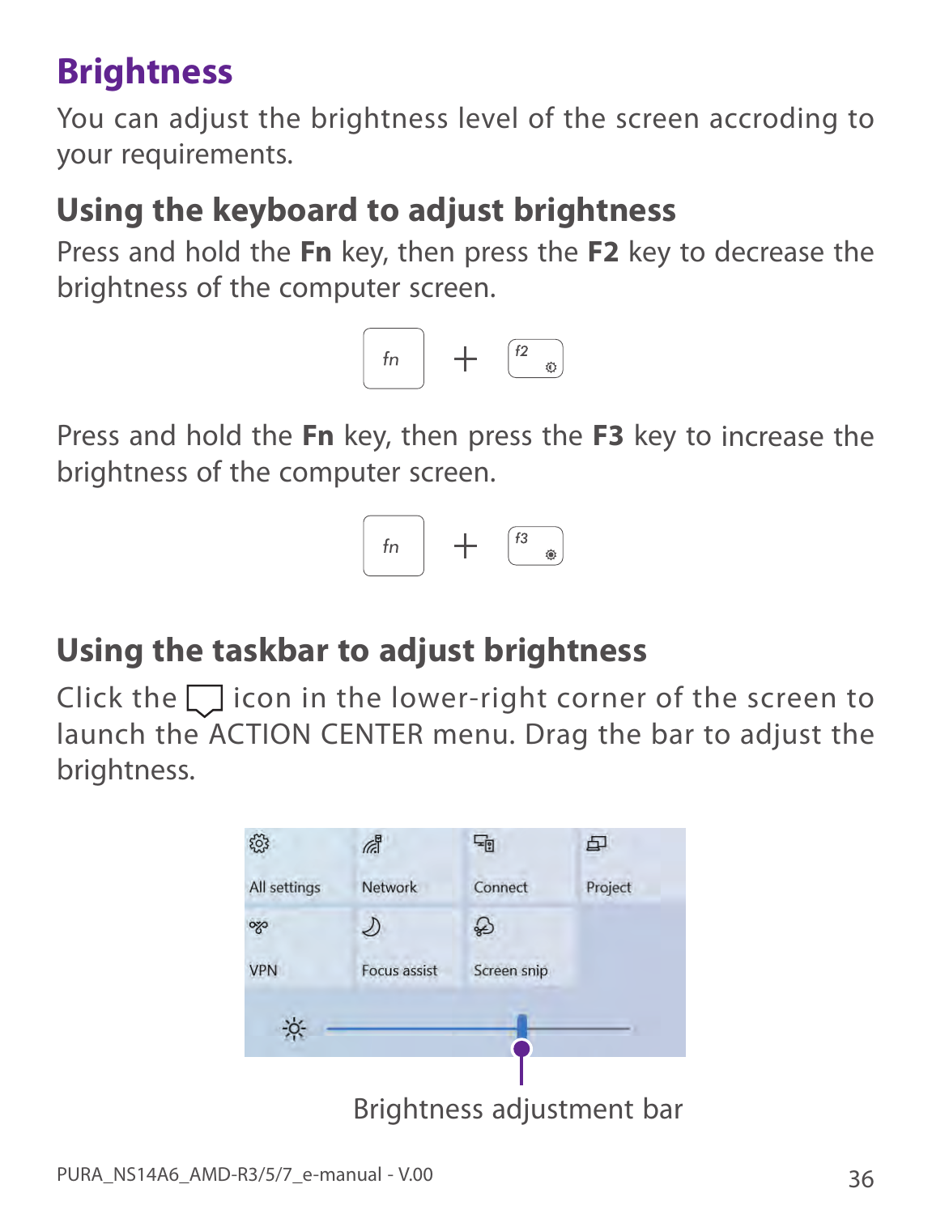# Brightness

You can adjust the brightness level of the screen accroding to your requirements.

## Using the keyboard to adjust brightness

Press and hold the **Fn** key, then press the **F2** key to decrease the brightness of the computer screen.

fn + f2

Press and hold the **Fn** key, then press the **F3** key to increase the brightness of the computer screen.

fn + f3

## Using the taskbar to adjust brightness

Click the icon in the lower-right corner of the screen to launch the ACTION CENTER menu. Drag the bar to adjust the brightness.

All settings | Network | Connect | Project
VPN | Focus assist | Screen snip

Brightness adjustment bar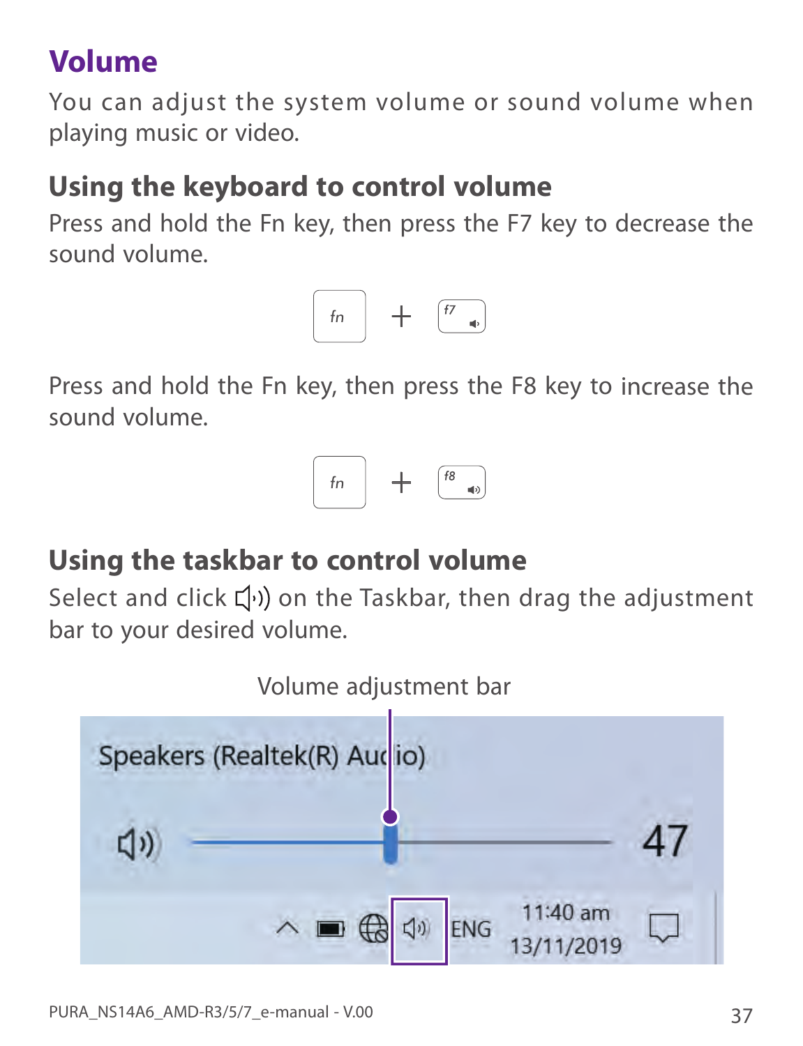# Volume

You can adjust the system volume or sound volume when playing music or video.

## Using the keyboard to control volume

Press and hold the Fn key, then press the F7 key to decrease the sound volume.

fn + f7

Press and hold the Fn key, then press the F8 key to increase the sound volume.

fn + f8

## Using the taskbar to control volume

Select and click 🔈 on the Taskbar, then drag the adjustment bar to your desired volume.

Volume adjustment bar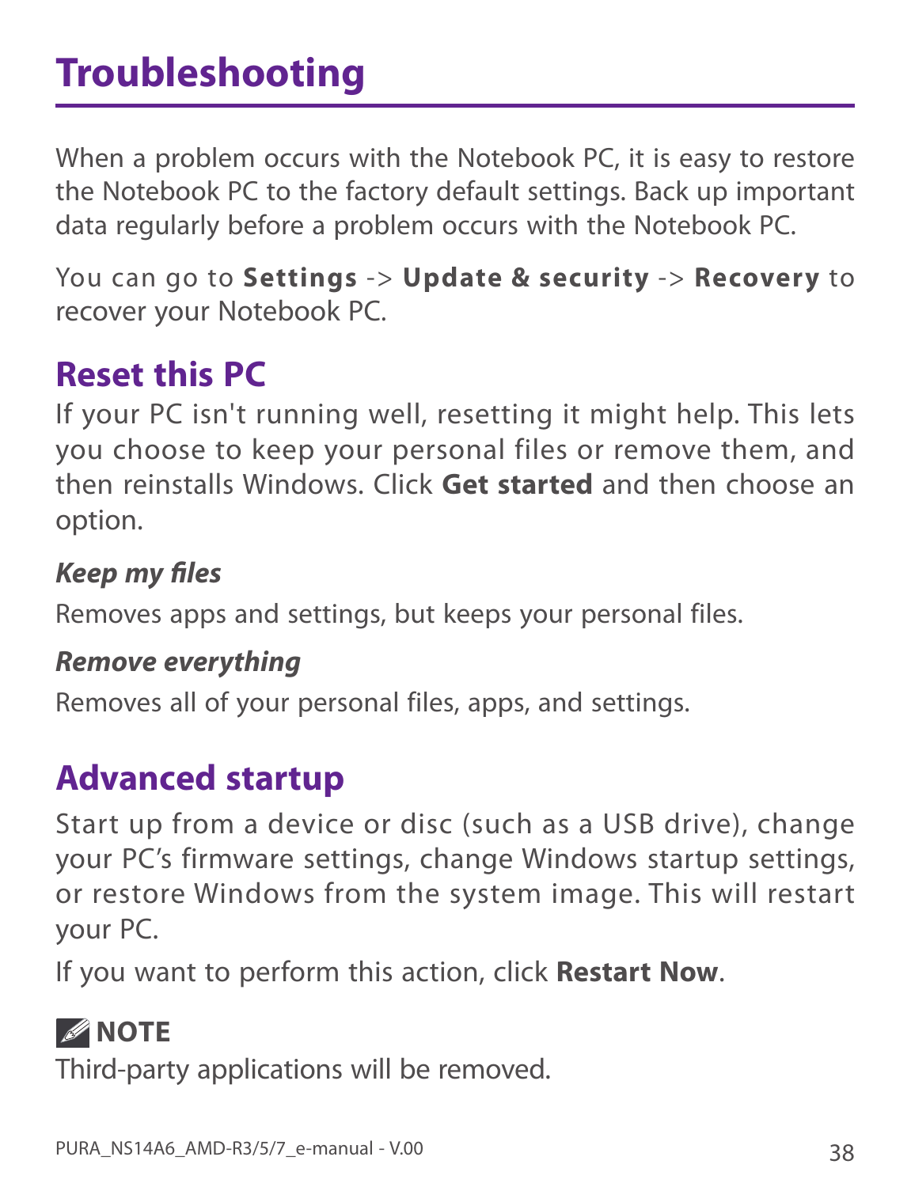# Troubleshooting

When a problem occurs with the Notebook PC, it is easy to restore the Notebook PC to the factory default settings. Back up important data regularly before a problem occurs with the Notebook PC.

You can go to **Settings** -> **Update & security** -> **Recovery** to recover your Notebook PC.

## Reset this PC

If your PC isn't running well, resetting it might help. This lets you choose to keep your personal files or remove them, and then reinstalls Windows. Click **Get started** and then choose an option.

***Keep my files***

Removes apps and settings, but keeps your personal files.

***Remove everything***

Removes all of your personal files, apps, and settings.

## Advanced startup

Start up from a device or disc (such as a USB drive), change your PC's firmware settings, change Windows startup settings, or restore Windows from the system image. This will restart your PC.

If you want to perform this action, click **Restart Now**.

**NOTE**

Third-party applications will be removed.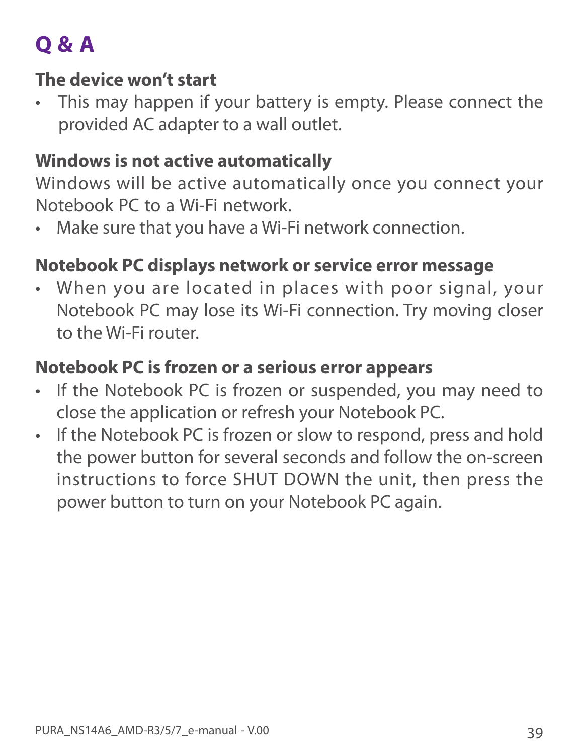# Q & A

### The device won't start

- This may happen if your battery is empty. Please connect the provided AC adapter to a wall outlet.

### Windows is not active automatically

Windows will be active automatically once you connect your Notebook PC to a Wi-Fi network.

- Make sure that you have a Wi-Fi network connection.

### Notebook PC displays network or service error message

- When you are located in places with poor signal, your Notebook PC may lose its Wi-Fi connection. Try moving closer to the Wi-Fi router.

### Notebook PC is frozen or a serious error appears

- If the Notebook PC is frozen or suspended, you may need to close the application or refresh your Notebook PC.
- If the Notebook PC is frozen or slow to respond, press and hold the power button for several seconds and follow the on-screen instructions to force SHUT DOWN the unit, then press the power button to turn on your Notebook PC again.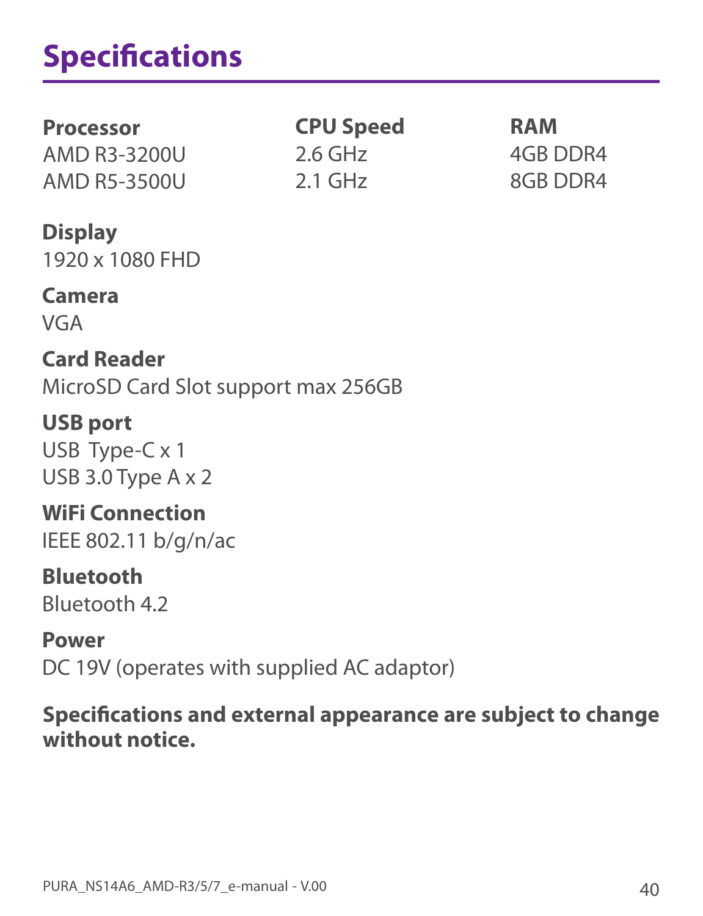# Specifications

| Processor | CPU Speed | RAM |
| --- | --- | --- |
| AMD R3-3200U | 2.6 GHz | 4GB DDR4 |
| AMD R5-3500U | 2.1 GHz | 8GB DDR4 |

**Display**
1920 x 1080 FHD

**Camera**
VGA

**Card Reader**
MicroSD Card Slot support max 256GB

**USB port**
USB Type-C x 1
USB 3.0 Type A x 2

**WiFi Connection**
IEEE 802.11 b/g/n/ac

**Bluetooth**
Bluetooth 4.2

**Power**
DC 19V (operates with supplied AC adaptor)

**Specifications and external appearance are subject to change without notice.**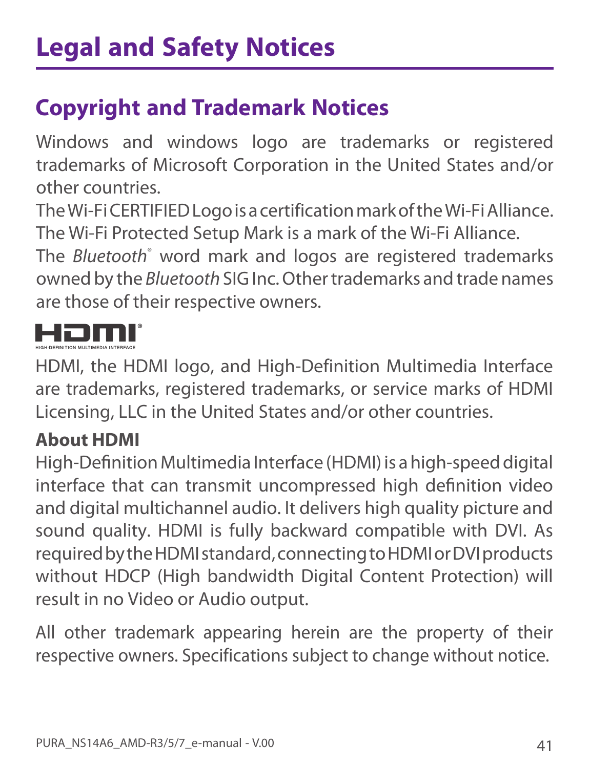# Legal and Safety Notices

## Copyright and Trademark Notices

Windows and windows logo are trademarks or registered trademarks of Microsoft Corporation in the United States and/or other countries.

The Wi-Fi CERTIFIED Logo is a certification mark of the Wi-Fi Alliance. The Wi-Fi Protected Setup Mark is a mark of the Wi-Fi Alliance.

The *Bluetooth*® word mark and logos are registered trademarks owned by the *Bluetooth* SIG Inc. Other trademarks and trade names are those of their respective owners.

HDMI®
HIGH-DEFINITION MULTIMEDIA INTERFACE

HDMI, the HDMI logo, and High-Definition Multimedia Interface are trademarks, registered trademarks, or service marks of HDMI Licensing, LLC in the United States and/or other countries.

**About HDMI**

High-Definition Multimedia Interface (HDMI) is a high-speed digital interface that can transmit uncompressed high definition video and digital multichannel audio. It delivers high quality picture and sound quality. HDMI is fully backward compatible with DVI. As required by the HDMI standard, connecting to HDMI or DVI products without HDCP (High bandwidth Digital Content Protection) will result in no Video or Audio output.

All other trademark appearing herein are the property of their respective owners. Specifications subject to change without notice.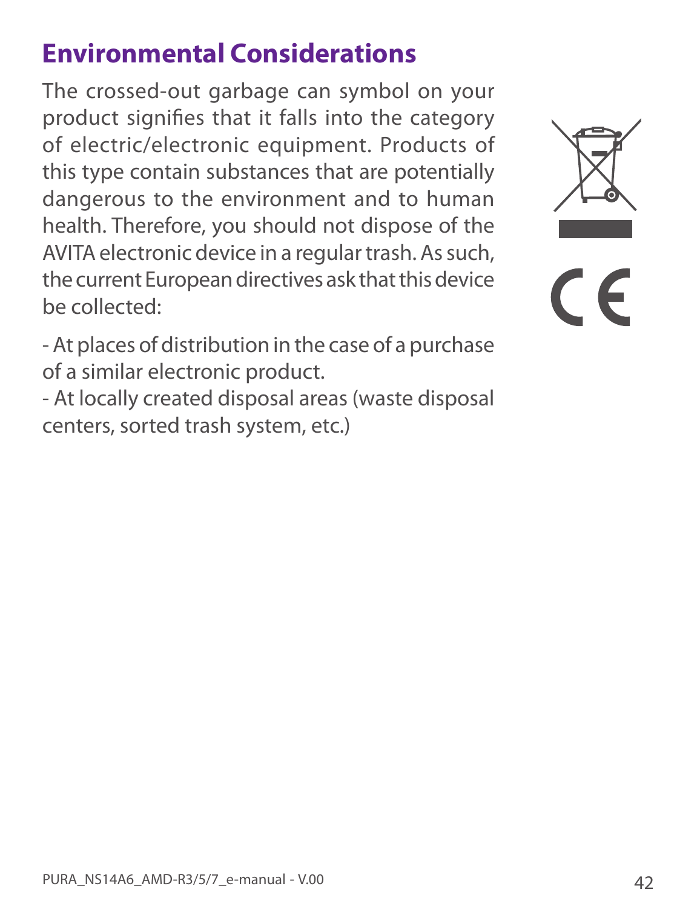## Environmental Considerations

The crossed-out garbage can symbol on your product signifies that it falls into the category of electric/electronic equipment. Products of this type contain substances that are potentially dangerous to the environment and to human health. Therefore, you should not dispose of the AVITA electronic device in a regular trash. As such, the current European directives ask that this device be collected:

- At places of distribution in the case of a purchase of a similar electronic product.
- At locally created disposal areas (waste disposal centers, sorted trash system, etc.)